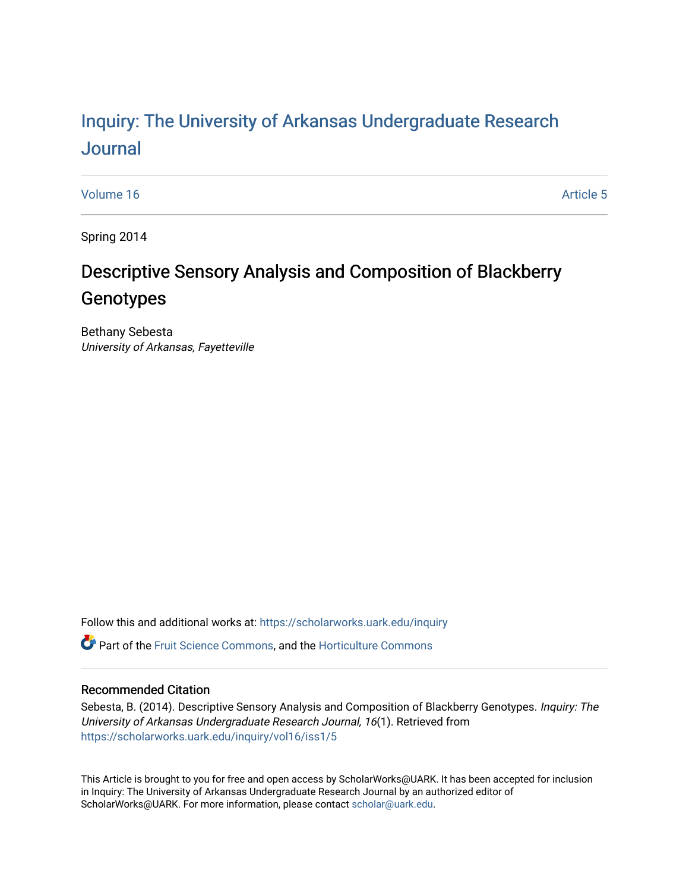# Inquiry: The University of Arkansas Undergraduate Research Journal

Volume 16 | Article 5

Spring 2014

## Descriptive Sensory Analysis and Composition of Blackberry Genotypes

Bethany Sebesta
*University of Arkansas, Fayetteville*

Follow this and additional works at: https://scholarworks.uark.edu/inquiry

Part of the Fruit Science Commons, and the Horticulture Commons

### Recommended Citation

Sebesta, B. (2014). Descriptive Sensory Analysis and Composition of Blackberry Genotypes. *Inquiry: The University of Arkansas Undergraduate Research Journal, 16*(1). Retrieved from https://scholarworks.uark.edu/inquiry/vol16/iss1/5

This Article is brought to you for free and open access by ScholarWorks@UARK. It has been accepted for inclusion in Inquiry: The University of Arkansas Undergraduate Research Journal by an authorized editor of ScholarWorks@UARK. For more information, please contact scholar@uark.edu.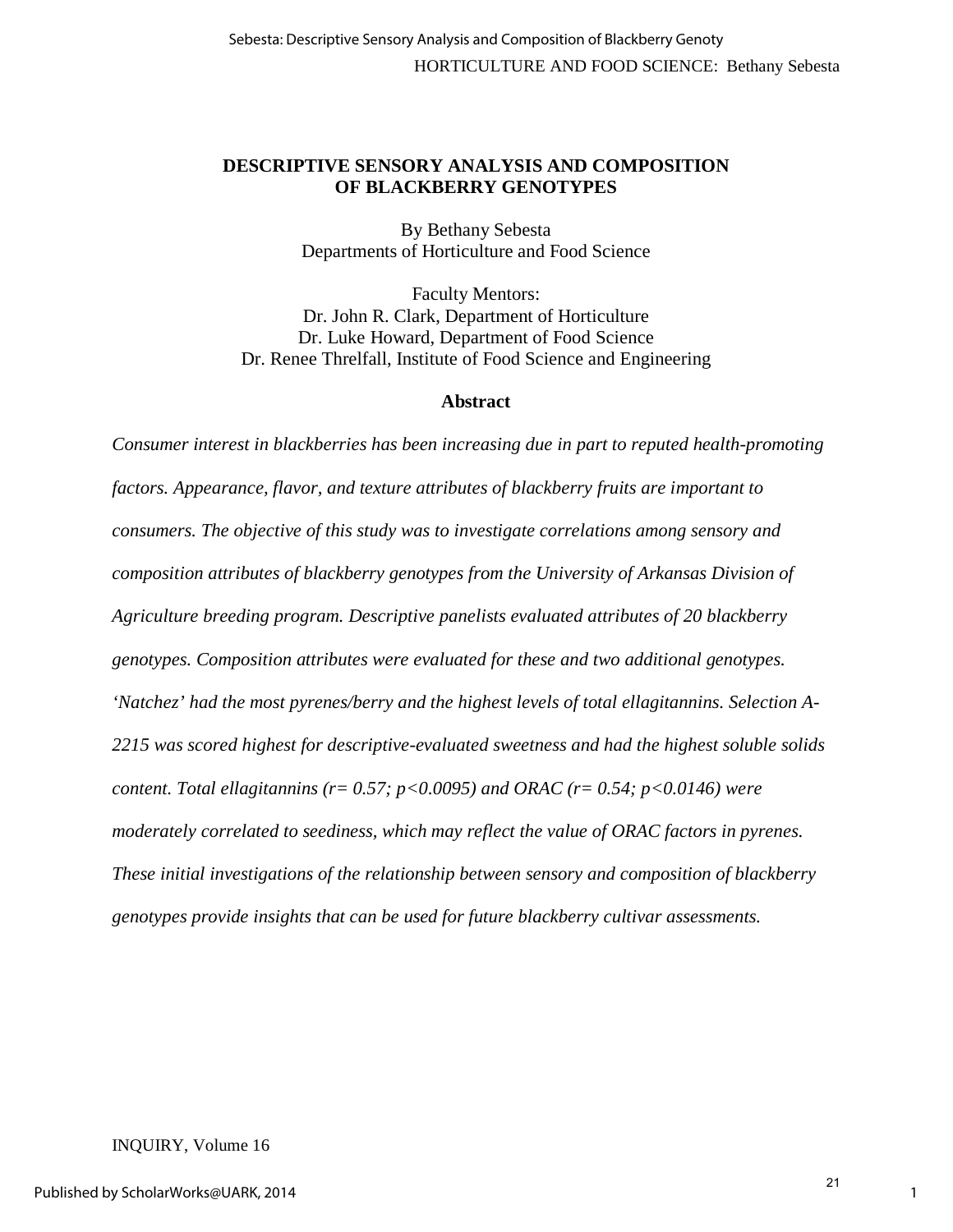# DESCRIPTIVE SENSORY ANALYSIS AND COMPOSITION OF BLACKBERRY GENOTYPES

By Bethany Sebesta
Departments of Horticulture and Food Science

Faculty Mentors:
Dr. John R. Clark, Department of Horticulture
Dr. Luke Howard, Department of Food Science
Dr. Renee Threlfall, Institute of Food Science and Engineering

## Abstract

*Consumer interest in blackberries has been increasing due in part to reputed health-promoting factors. Appearance, flavor, and texture attributes of blackberry fruits are important to consumers. The objective of this study was to investigate correlations among sensory and composition attributes of blackberry genotypes from the University of Arkansas Division of Agriculture breeding program. Descriptive panelists evaluated attributes of 20 blackberry genotypes. Composition attributes were evaluated for these and two additional genotypes. 'Natchez' had the most pyrenes/berry and the highest levels of total ellagitannins. Selection A-2215 was scored highest for descriptive-evaluated sweetness and had the highest soluble solids content. Total ellagitannins ($r = 0.57$; $p<0.0095$) and ORAC ($r = 0.54$; $p<0.0146$) were moderately correlated to seediness, which may reflect the value of ORAC factors in pyrenes. These initial investigations of the relationship between sensory and composition of blackberry genotypes provide insights that can be used for future blackberry cultivar assessments.*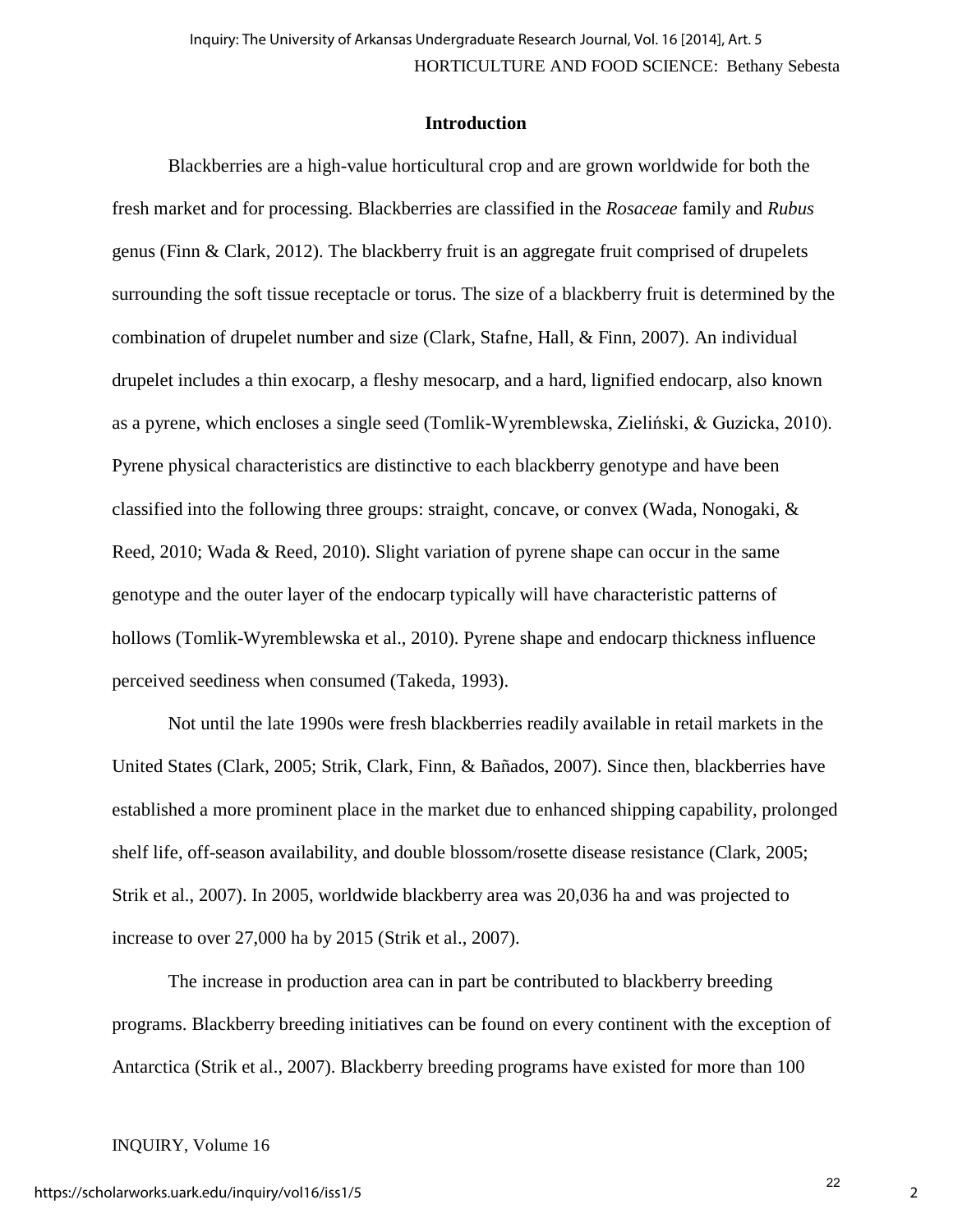## Introduction

Blackberries are a high-value horticultural crop and are grown worldwide for both the fresh market and for processing. Blackberries are classified in the *Rosaceae* family and *Rubus* genus (Finn & Clark, 2012). The blackberry fruit is an aggregate fruit comprised of drupelets surrounding the soft tissue receptacle or torus. The size of a blackberry fruit is determined by the combination of drupelet number and size (Clark, Stafne, Hall, & Finn, 2007). An individual drupelet includes a thin exocarp, a fleshy mesocarp, and a hard, lignified endocarp, also known as a pyrene, which encloses a single seed (Tomlik-Wyremblewska, Zieliński, & Guzicka, 2010). Pyrene physical characteristics are distinctive to each blackberry genotype and have been classified into the following three groups: straight, concave, or convex (Wada, Nonogaki, & Reed, 2010; Wada & Reed, 2010). Slight variation of pyrene shape can occur in the same genotype and the outer layer of the endocarp typically will have characteristic patterns of hollows (Tomlik-Wyremblewska et al., 2010). Pyrene shape and endocarp thickness influence perceived seediness when consumed (Takeda, 1993).

Not until the late 1990s were fresh blackberries readily available in retail markets in the United States (Clark, 2005; Strik, Clark, Finn, & Bañados, 2007). Since then, blackberries have established a more prominent place in the market due to enhanced shipping capability, prolonged shelf life, off-season availability, and double blossom/rosette disease resistance (Clark, 2005; Strik et al., 2007). In 2005, worldwide blackberry area was 20,036 ha and was projected to increase to over 27,000 ha by 2015 (Strik et al., 2007).

The increase in production area can in part be contributed to blackberry breeding programs. Blackberry breeding initiatives can be found on every continent with the exception of Antarctica (Strik et al., 2007). Blackberry breeding programs have existed for more than 100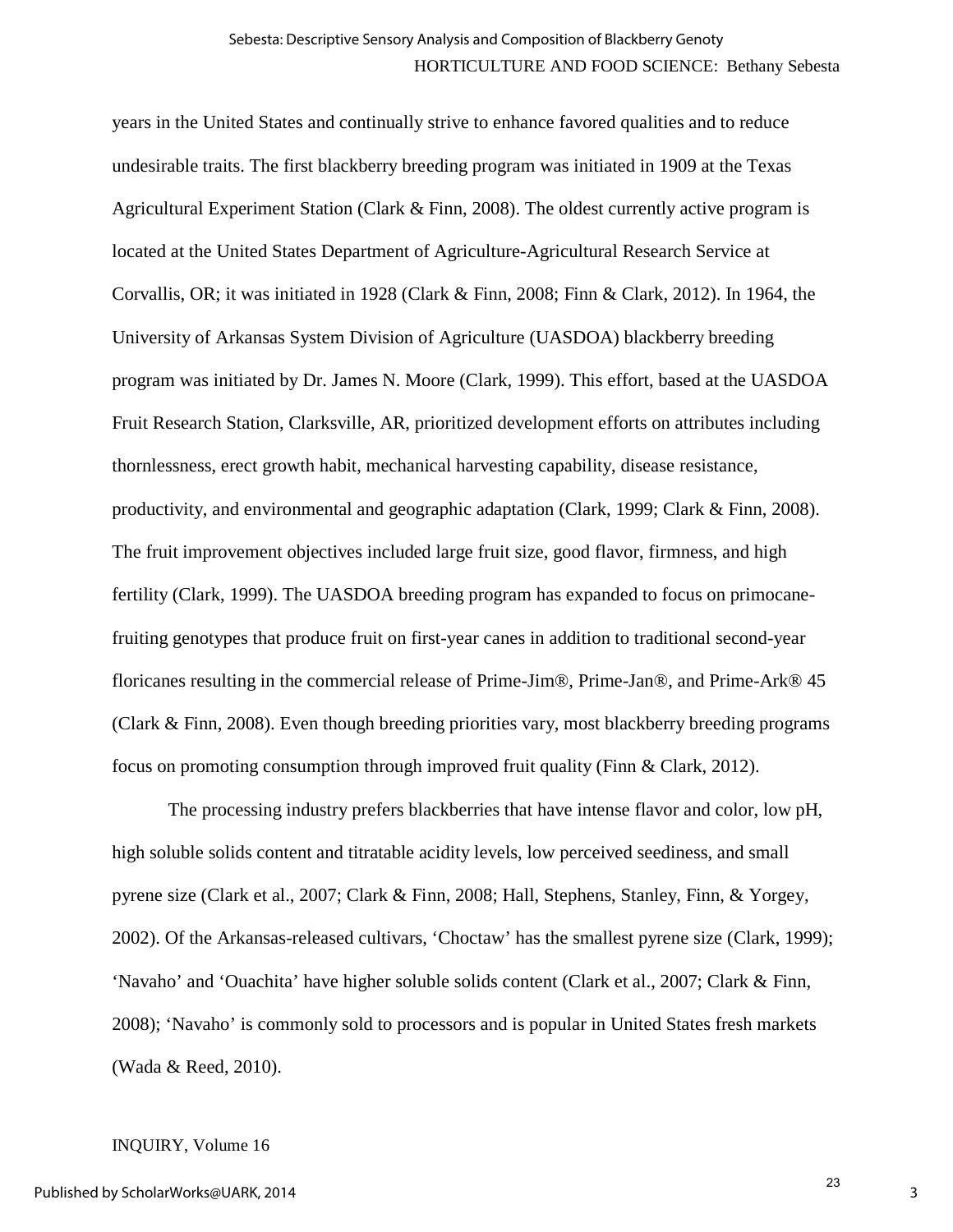years in the United States and continually strive to enhance favored qualities and to reduce undesirable traits. The first blackberry breeding program was initiated in 1909 at the Texas Agricultural Experiment Station (Clark & Finn, 2008). The oldest currently active program is located at the United States Department of Agriculture-Agricultural Research Service at Corvallis, OR; it was initiated in 1928 (Clark & Finn, 2008; Finn & Clark, 2012). In 1964, the University of Arkansas System Division of Agriculture (UASDOA) blackberry breeding program was initiated by Dr. James N. Moore (Clark, 1999). This effort, based at the UASDOA Fruit Research Station, Clarksville, AR, prioritized development efforts on attributes including thornlessness, erect growth habit, mechanical harvesting capability, disease resistance, productivity, and environmental and geographic adaptation (Clark, 1999; Clark & Finn, 2008). The fruit improvement objectives included large fruit size, good flavor, firmness, and high fertility (Clark, 1999). The UASDOA breeding program has expanded to focus on primocane-fruiting genotypes that produce fruit on first-year canes in addition to traditional second-year floricanes resulting in the commercial release of Prime-Jim®, Prime-Jan®, and Prime-Ark® 45 (Clark & Finn, 2008). Even though breeding priorities vary, most blackberry breeding programs focus on promoting consumption through improved fruit quality (Finn & Clark, 2012).

The processing industry prefers blackberries that have intense flavor and color, low pH, high soluble solids content and titratable acidity levels, low perceived seediness, and small pyrene size (Clark et al., 2007; Clark & Finn, 2008; Hall, Stephens, Stanley, Finn, & Yorgey, 2002). Of the Arkansas-released cultivars, 'Choctaw' has the smallest pyrene size (Clark, 1999); 'Navaho' and 'Ouachita' have higher soluble solids content (Clark et al., 2007; Clark & Finn, 2008); 'Navaho' is commonly sold to processors and is popular in United States fresh markets (Wada & Reed, 2010).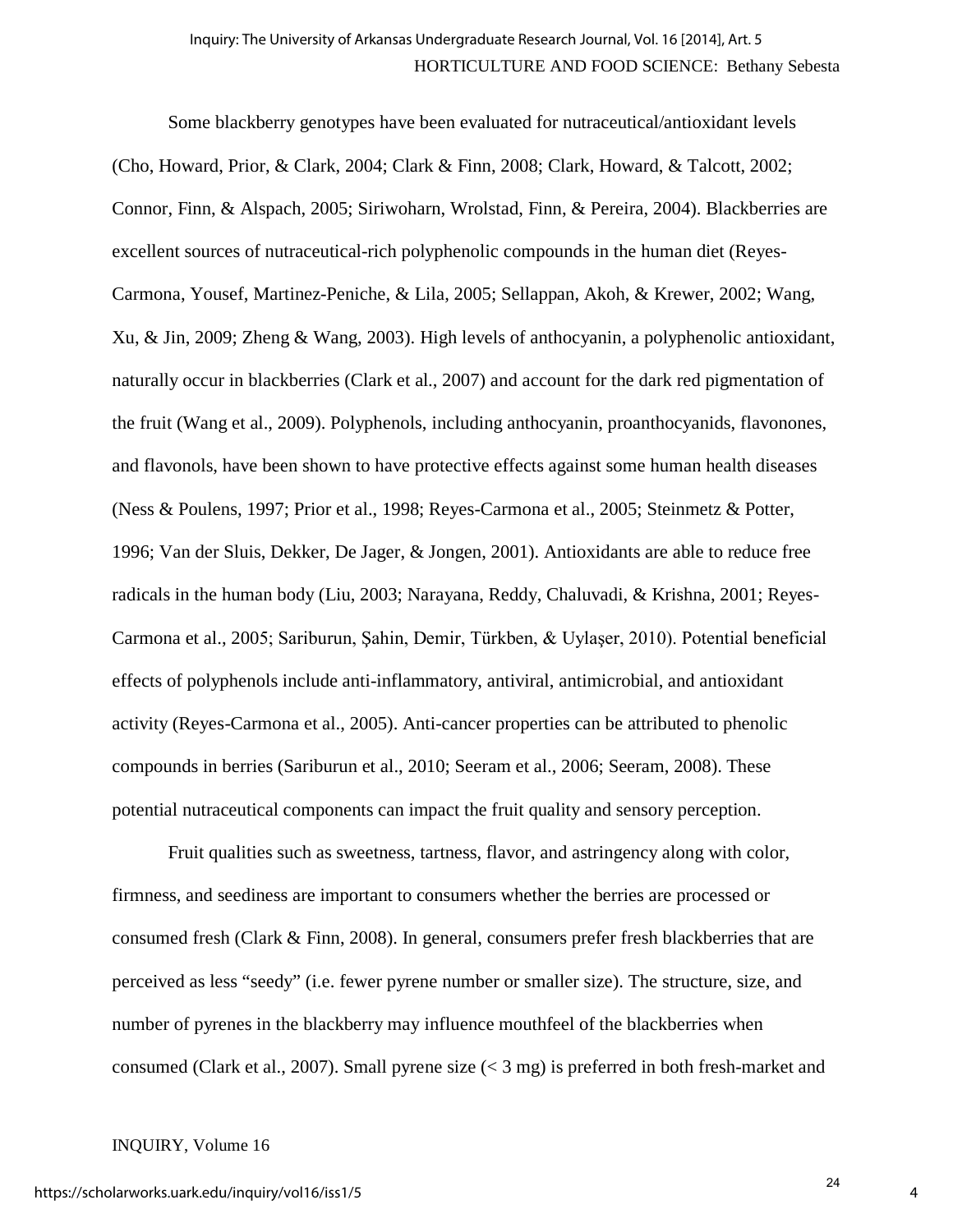Some blackberry genotypes have been evaluated for nutraceutical/antioxidant levels (Cho, Howard, Prior, & Clark, 2004; Clark & Finn, 2008; Clark, Howard, & Talcott, 2002; Connor, Finn, & Alspach, 2005; Siriwoharn, Wrolstad, Finn, & Pereira, 2004). Blackberries are excellent sources of nutraceutical-rich polyphenolic compounds in the human diet (Reyes-Carmona, Yousef, Martinez-Peniche, & Lila, 2005; Sellappan, Akoh, & Krewer, 2002; Wang, Xu, & Jin, 2009; Zheng & Wang, 2003). High levels of anthocyanin, a polyphenolic antioxidant, naturally occur in blackberries (Clark et al., 2007) and account for the dark red pigmentation of the fruit (Wang et al., 2009). Polyphenols, including anthocyanin, proanthocyanids, flavonones, and flavonols, have been shown to have protective effects against some human health diseases (Ness & Poulens, 1997; Prior et al., 1998; Reyes-Carmona et al., 2005; Steinmetz & Potter, 1996; Van der Sluis, Dekker, De Jager, & Jongen, 2001). Antioxidants are able to reduce free radicals in the human body (Liu, 2003; Narayana, Reddy, Chaluvadi, & Krishna, 2001; Reyes-Carmona et al., 2005; Sariburun, Şahin, Demir, Türkben, & Uylaşer, 2010). Potential beneficial effects of polyphenols include anti-inflammatory, antiviral, antimicrobial, and antioxidant activity (Reyes-Carmona et al., 2005). Anti-cancer properties can be attributed to phenolic compounds in berries (Sariburun et al., 2010; Seeram et al., 2006; Seeram, 2008). These potential nutraceutical components can impact the fruit quality and sensory perception.

Fruit qualities such as sweetness, tartness, flavor, and astringency along with color, firmness, and seediness are important to consumers whether the berries are processed or consumed fresh (Clark & Finn, 2008). In general, consumers prefer fresh blackberries that are perceived as less "seedy" (i.e. fewer pyrene number or smaller size). The structure, size, and number of pyrenes in the blackberry may influence mouthfeel of the blackberries when consumed (Clark et al., 2007). Small pyrene size (< 3 mg) is preferred in both fresh-market and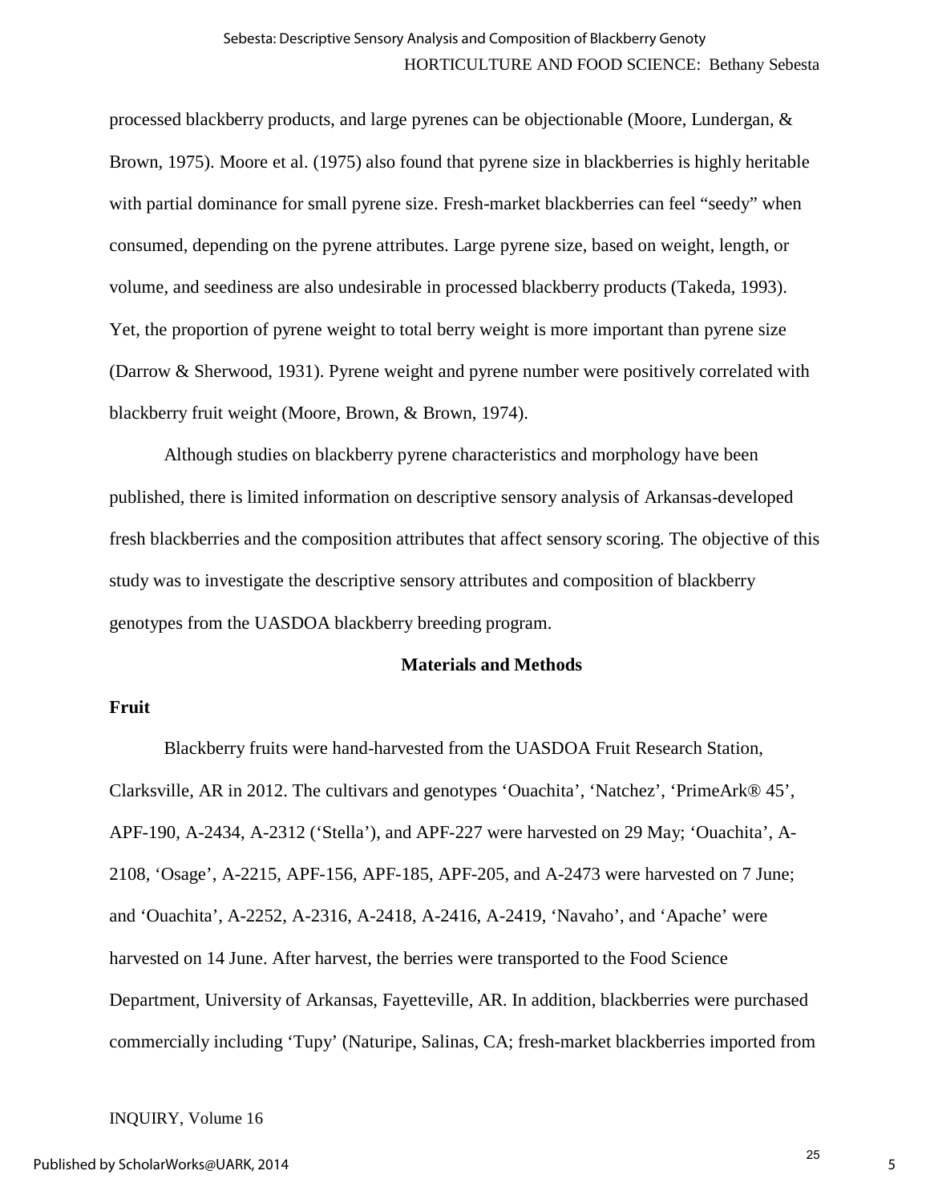processed blackberry products, and large pyrenes can be objectionable (Moore, Lundergan, & Brown, 1975). Moore et al. (1975) also found that pyrene size in blackberries is highly heritable with partial dominance for small pyrene size. Fresh-market blackberries can feel "seedy" when consumed, depending on the pyrene attributes. Large pyrene size, based on weight, length, or volume, and seediness are also undesirable in processed blackberry products (Takeda, 1993). Yet, the proportion of pyrene weight to total berry weight is more important than pyrene size (Darrow & Sherwood, 1931). Pyrene weight and pyrene number were positively correlated with blackberry fruit weight (Moore, Brown, & Brown, 1974).

Although studies on blackberry pyrene characteristics and morphology have been published, there is limited information on descriptive sensory analysis of Arkansas-developed fresh blackberries and the composition attributes that affect sensory scoring. The objective of this study was to investigate the descriptive sensory attributes and composition of blackberry genotypes from the UASDOA blackberry breeding program.

## Materials and Methods

### Fruit

Blackberry fruits were hand-harvested from the UASDOA Fruit Research Station, Clarksville, AR in 2012. The cultivars and genotypes 'Ouachita', 'Natchez', 'PrimeArk® 45', APF-190, A-2434, A-2312 ('Stella'), and APF-227 were harvested on 29 May; 'Ouachita', A-2108, 'Osage', A-2215, APF-156, APF-185, APF-205, and A-2473 were harvested on 7 June; and 'Ouachita', A-2252, A-2316, A-2418, A-2416, A-2419, 'Navaho', and 'Apache' were harvested on 14 June. After harvest, the berries were transported to the Food Science Department, University of Arkansas, Fayetteville, AR. In addition, blackberries were purchased commercially including 'Tupy' (Naturipe, Salinas, CA; fresh-market blackberries imported from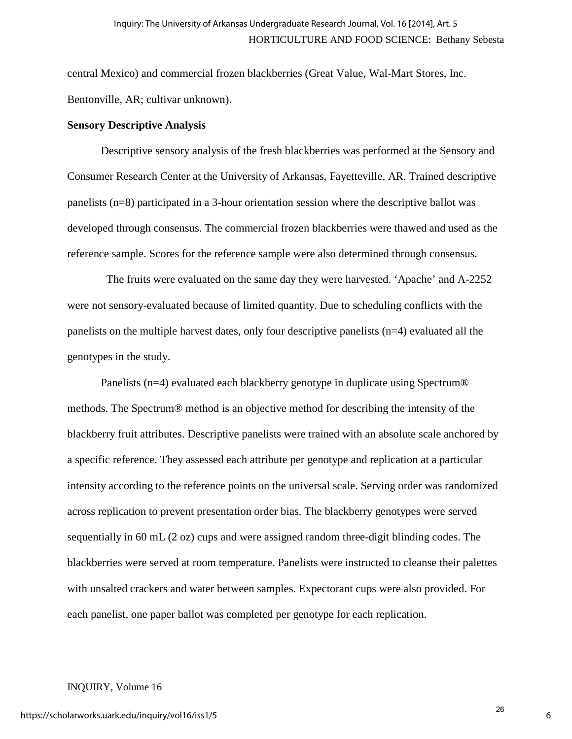central Mexico) and commercial frozen blackberries (Great Value, Wal-Mart Stores, Inc. Bentonville, AR; cultivar unknown).

**Sensory Descriptive Analysis**

Descriptive sensory analysis of the fresh blackberries was performed at the Sensory and Consumer Research Center at the University of Arkansas, Fayetteville, AR. Trained descriptive panelists (n=8) participated in a 3-hour orientation session where the descriptive ballot was developed through consensus. The commercial frozen blackberries were thawed and used as the reference sample. Scores for the reference sample were also determined through consensus.

The fruits were evaluated on the same day they were harvested. 'Apache' and A-2252 were not sensory-evaluated because of limited quantity. Due to scheduling conflicts with the panelists on the multiple harvest dates, only four descriptive panelists (n=4) evaluated all the genotypes in the study.

Panelists (n=4) evaluated each blackberry genotype in duplicate using Spectrum® methods. The Spectrum® method is an objective method for describing the intensity of the blackberry fruit attributes. Descriptive panelists were trained with an absolute scale anchored by a specific reference. They assessed each attribute per genotype and replication at a particular intensity according to the reference points on the universal scale. Serving order was randomized across replication to prevent presentation order bias. The blackberry genotypes were served sequentially in 60 mL (2 oz) cups and were assigned random three-digit blinding codes. The blackberries were served at room temperature. Panelists were instructed to cleanse their palettes with unsalted crackers and water between samples. Expectorant cups were also provided. For each panelist, one paper ballot was completed per genotype for each replication.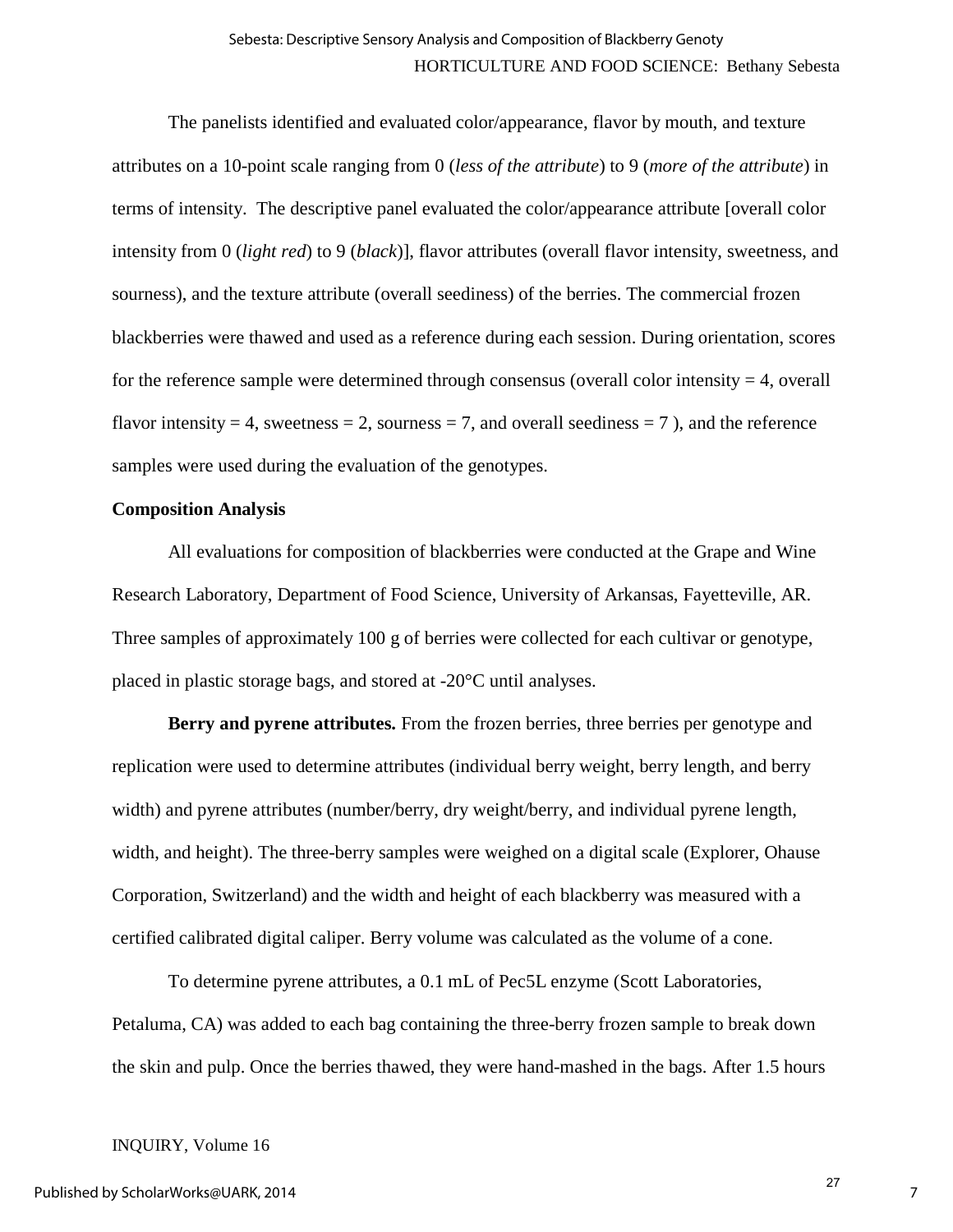The panelists identified and evaluated color/appearance, flavor by mouth, and texture attributes on a 10-point scale ranging from 0 (*less of the attribute*) to 9 (*more of the attribute*) in terms of intensity. The descriptive panel evaluated the color/appearance attribute [overall color intensity from 0 (*light red*) to 9 (*black*)], flavor attributes (overall flavor intensity, sweetness, and sourness), and the texture attribute (overall seediness) of the berries. The commercial frozen blackberries were thawed and used as a reference during each session. During orientation, scores for the reference sample were determined through consensus (overall color intensity = 4, overall flavor intensity = 4, sweetness = 2, sourness = 7, and overall seediness = 7 ), and the reference samples were used during the evaluation of the genotypes.

**Composition Analysis**

All evaluations for composition of blackberries were conducted at the Grape and Wine Research Laboratory, Department of Food Science, University of Arkansas, Fayetteville, AR. Three samples of approximately 100 g of berries were collected for each cultivar or genotype, placed in plastic storage bags, and stored at -20°C until analyses.

**Berry and pyrene attributes.** From the frozen berries, three berries per genotype and replication were used to determine attributes (individual berry weight, berry length, and berry width) and pyrene attributes (number/berry, dry weight/berry, and individual pyrene length, width, and height). The three-berry samples were weighed on a digital scale (Explorer, Ohause Corporation, Switzerland) and the width and height of each blackberry was measured with a certified calibrated digital caliper. Berry volume was calculated as the volume of a cone.

To determine pyrene attributes, a 0.1 mL of Pec5L enzyme (Scott Laboratories, Petaluma, CA) was added to each bag containing the three-berry frozen sample to break down the skin and pulp. Once the berries thawed, they were hand-mashed in the bags. After 1.5 hours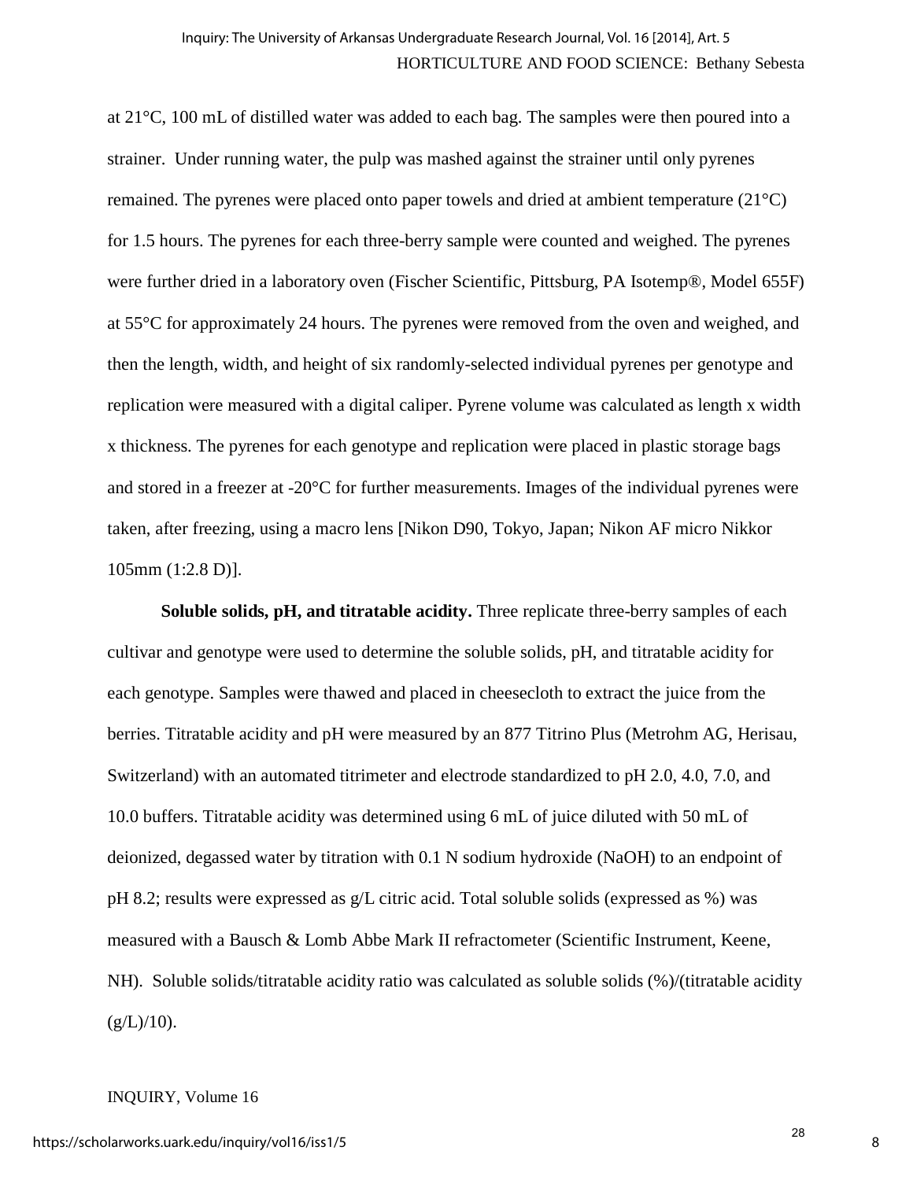at 21°C, 100 mL of distilled water was added to each bag. The samples were then poured into a strainer. Under running water, the pulp was mashed against the strainer until only pyrenes remained. The pyrenes were placed onto paper towels and dried at ambient temperature (21°C) for 1.5 hours. The pyrenes for each three-berry sample were counted and weighed. The pyrenes were further dried in a laboratory oven (Fischer Scientific, Pittsburg, PA Isotemp®, Model 655F) at 55°C for approximately 24 hours. The pyrenes were removed from the oven and weighed, and then the length, width, and height of six randomly-selected individual pyrenes per genotype and replication were measured with a digital caliper. Pyrene volume was calculated as length x width x thickness. The pyrenes for each genotype and replication were placed in plastic storage bags and stored in a freezer at -20°C for further measurements. Images of the individual pyrenes were taken, after freezing, using a macro lens [Nikon D90, Tokyo, Japan; Nikon AF micro Nikkor 105mm (1:2.8 D)].

**Soluble solids, pH, and titratable acidity.** Three replicate three-berry samples of each cultivar and genotype were used to determine the soluble solids, pH, and titratable acidity for each genotype. Samples were thawed and placed in cheesecloth to extract the juice from the berries. Titratable acidity and pH were measured by an 877 Titrino Plus (Metrohm AG, Herisau, Switzerland) with an automated titrimeter and electrode standardized to pH 2.0, 4.0, 7.0, and 10.0 buffers. Titratable acidity was determined using 6 mL of juice diluted with 50 mL of deionized, degassed water by titration with 0.1 N sodium hydroxide (NaOH) to an endpoint of pH 8.2; results were expressed as g/L citric acid. Total soluble solids (expressed as %) was measured with a Bausch & Lomb Abbe Mark II refractometer (Scientific Instrument, Keene, NH). Soluble solids/titratable acidity ratio was calculated as soluble solids (%)/(titratable acidity (g/L)/10).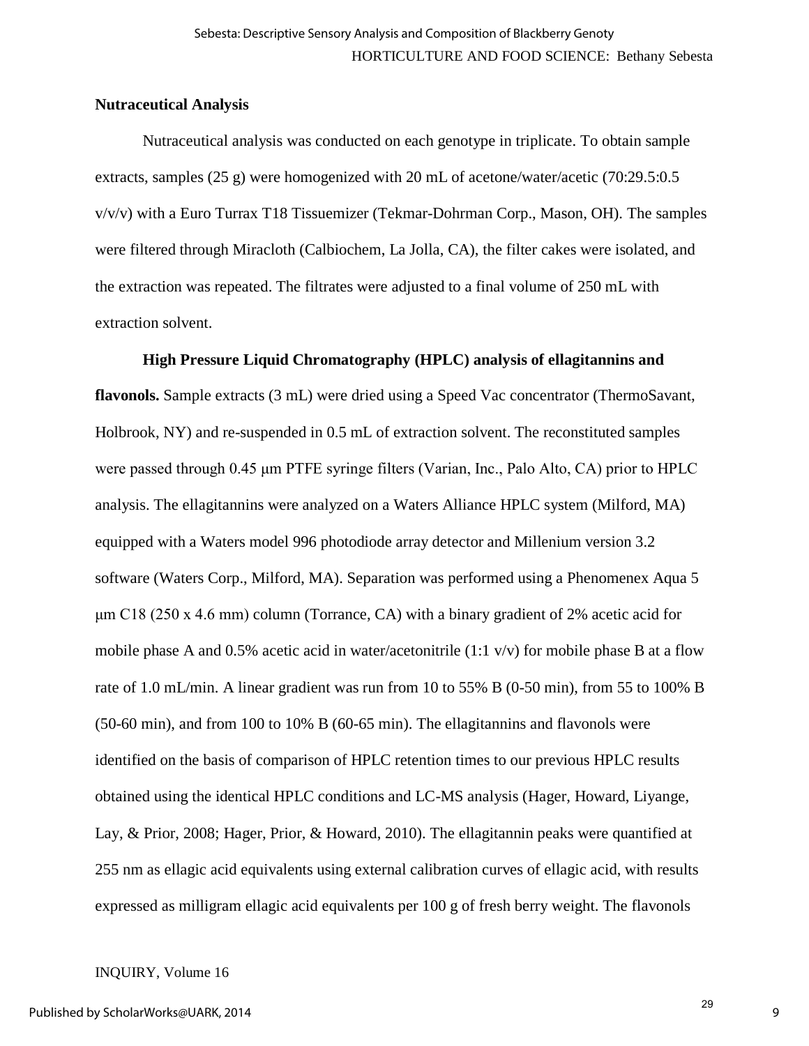**Nutraceutical Analysis**

Nutraceutical analysis was conducted on each genotype in triplicate. To obtain sample extracts, samples (25 g) were homogenized with 20 mL of acetone/water/acetic (70:29.5:0.5 v/v/v) with a Euro Turrax T18 Tissuemizer (Tekmar-Dohrman Corp., Mason, OH). The samples were filtered through Miracloth (Calbiochem, La Jolla, CA), the filter cakes were isolated, and the extraction was repeated. The filtrates were adjusted to a final volume of 250 mL with extraction solvent.

**High Pressure Liquid Chromatography (HPLC) analysis of ellagitannins and flavonols.** Sample extracts (3 mL) were dried using a Speed Vac concentrator (ThermoSavant, Holbrook, NY) and re-suspended in 0.5 mL of extraction solvent. The reconstituted samples were passed through 0.45 μm PTFE syringe filters (Varian, Inc., Palo Alto, CA) prior to HPLC analysis. The ellagitannins were analyzed on a Waters Alliance HPLC system (Milford, MA) equipped with a Waters model 996 photodiode array detector and Millenium version 3.2 software (Waters Corp., Milford, MA). Separation was performed using a Phenomenex Aqua 5 μm C18 (250 x 4.6 mm) column (Torrance, CA) with a binary gradient of 2% acetic acid for mobile phase A and 0.5% acetic acid in water/acetonitrile (1:1 v/v) for mobile phase B at a flow rate of 1.0 mL/min. A linear gradient was run from 10 to 55% B (0-50 min), from 55 to 100% B (50-60 min), and from 100 to 10% B (60-65 min). The ellagitannins and flavonols were identified on the basis of comparison of HPLC retention times to our previous HPLC results obtained using the identical HPLC conditions and LC-MS analysis (Hager, Howard, Liyange, Lay, & Prior, 2008; Hager, Prior, & Howard, 2010). The ellagitannin peaks were quantified at 255 nm as ellagic acid equivalents using external calibration curves of ellagic acid, with results expressed as milligram ellagic acid equivalents per 100 g of fresh berry weight. The flavonols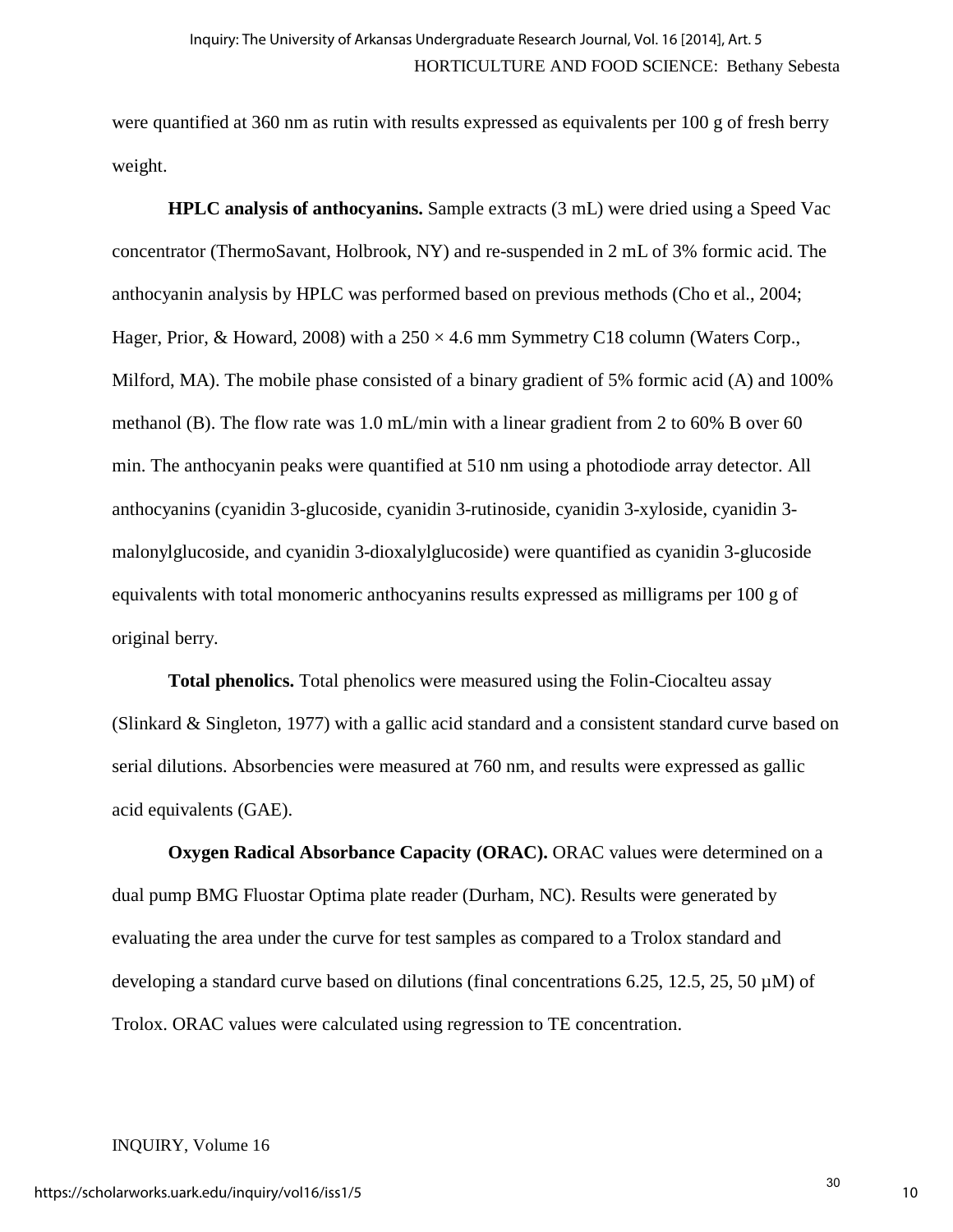were quantified at 360 nm as rutin with results expressed as equivalents per 100 g of fresh berry weight.

**HPLC analysis of anthocyanins.** Sample extracts (3 mL) were dried using a Speed Vac concentrator (ThermoSavant, Holbrook, NY) and re-suspended in 2 mL of 3% formic acid. The anthocyanin analysis by HPLC was performed based on previous methods (Cho et al., 2004; Hager, Prior, & Howard, 2008) with a 250 × 4.6 mm Symmetry C18 column (Waters Corp., Milford, MA). The mobile phase consisted of a binary gradient of 5% formic acid (A) and 100% methanol (B). The flow rate was 1.0 mL/min with a linear gradient from 2 to 60% B over 60 min. The anthocyanin peaks were quantified at 510 nm using a photodiode array detector. All anthocyanins (cyanidin 3-glucoside, cyanidin 3-rutinoside, cyanidin 3-xyloside, cyanidin 3-malonylglucoside, and cyanidin 3-dioxalylglucoside) were quantified as cyanidin 3-glucoside equivalents with total monomeric anthocyanins results expressed as milligrams per 100 g of original berry.

**Total phenolics.** Total phenolics were measured using the Folin-Ciocalteu assay (Slinkard & Singleton, 1977) with a gallic acid standard and a consistent standard curve based on serial dilutions. Absorbencies were measured at 760 nm, and results were expressed as gallic acid equivalents (GAE).

**Oxygen Radical Absorbance Capacity (ORAC).** ORAC values were determined on a dual pump BMG Fluostar Optima plate reader (Durham, NC). Results were generated by evaluating the area under the curve for test samples as compared to a Trolox standard and developing a standard curve based on dilutions (final concentrations 6.25, 12.5, 25, 50 µM) of Trolox. ORAC values were calculated using regression to TE concentration.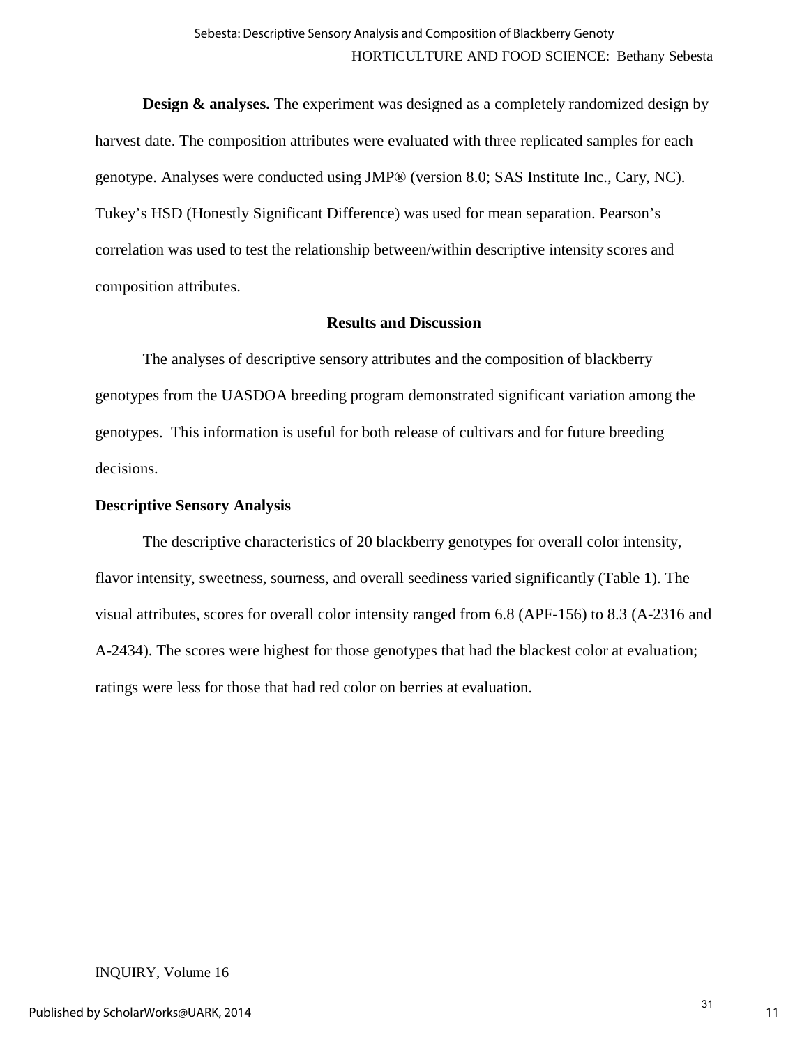**Design & analyses.** The experiment was designed as a completely randomized design by harvest date. The composition attributes were evaluated with three replicated samples for each genotype. Analyses were conducted using JMP® (version 8.0; SAS Institute Inc., Cary, NC). Tukey's HSD (Honestly Significant Difference) was used for mean separation. Pearson's correlation was used to test the relationship between/within descriptive intensity scores and composition attributes.

## Results and Discussion

The analyses of descriptive sensory attributes and the composition of blackberry genotypes from the UASDOA breeding program demonstrated significant variation among the genotypes. This information is useful for both release of cultivars and for future breeding decisions.

### Descriptive Sensory Analysis

The descriptive characteristics of 20 blackberry genotypes for overall color intensity, flavor intensity, sweetness, sourness, and overall seediness varied significantly (Table 1). The visual attributes, scores for overall color intensity ranged from 6.8 (APF-156) to 8.3 (A-2316 and A-2434). The scores were highest for those genotypes that had the blackest color at evaluation; ratings were less for those that had red color on berries at evaluation.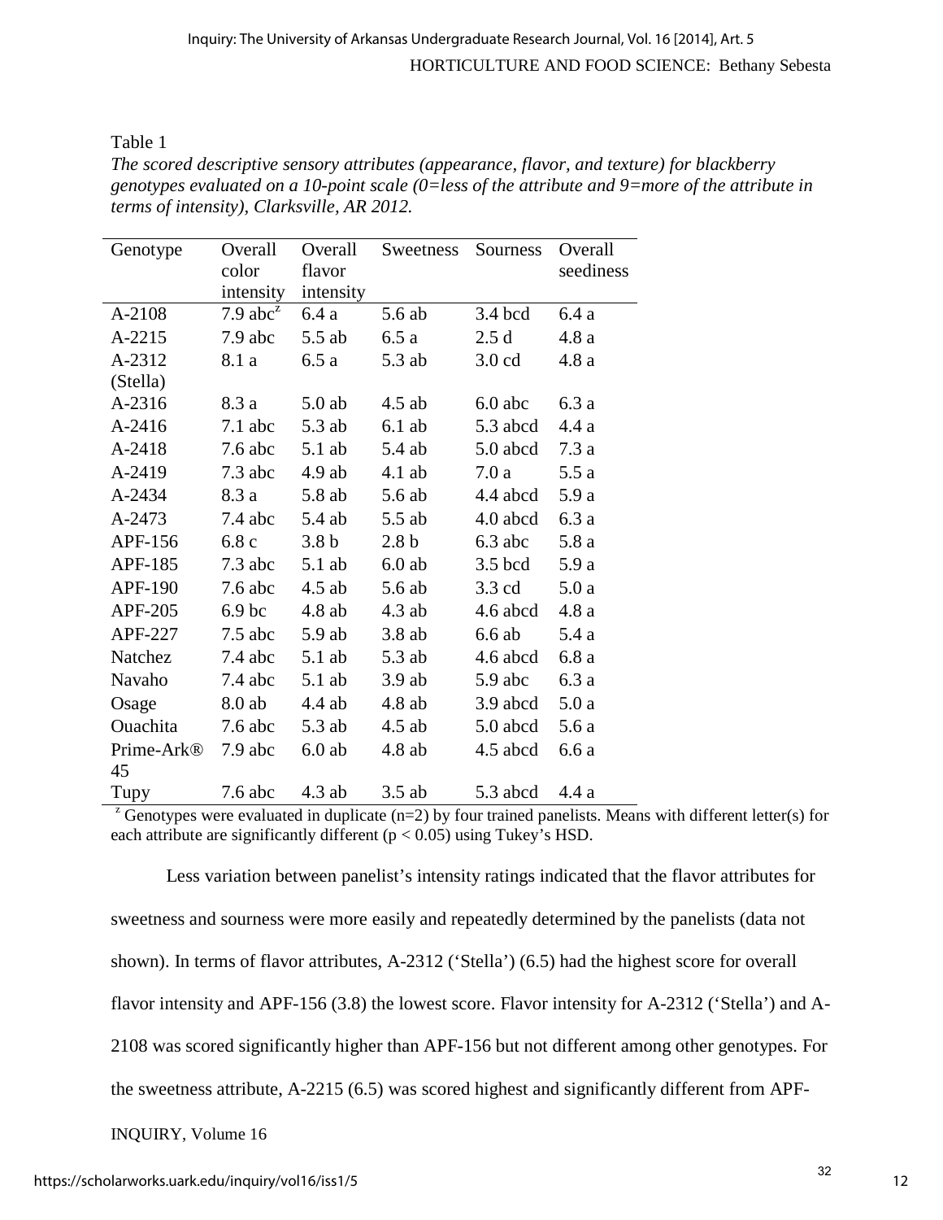Table 1

*The scored descriptive sensory attributes (appearance, flavor, and texture) for blackberry genotypes evaluated on a 10-point scale (0=less of the attribute and 9=more of the attribute in terms of intensity), Clarksville, AR 2012.*

| Genotype | Overall color intensity | Overall flavor intensity | Sweetness | Sourness | Overall seediness |
|---|---|---|---|---|---|
| A-2108 | 7.9 abc[z] | 6.4 a | 5.6 ab | 3.4 bcd | 6.4 a |
| A-2215 | 7.9 abc | 5.5 ab | 6.5 a | 2.5 d | 4.8 a |
| A-2312 (Stella) | 8.1 a | 6.5 a | 5.3 ab | 3.0 cd | 4.8 a |
| A-2316 | 8.3 a | 5.0 ab | 4.5 ab | 6.0 abc | 6.3 a |
| A-2416 | 7.1 abc | 5.3 ab | 6.1 ab | 5.3 abcd | 4.4 a |
| A-2418 | 7.6 abc | 5.1 ab | 5.4 ab | 5.0 abcd | 7.3 a |
| A-2419 | 7.3 abc | 4.9 ab | 4.1 ab | 7.0 a | 5.5 a |
| A-2434 | 8.3 a | 5.8 ab | 5.6 ab | 4.4 abcd | 5.9 a |
| A-2473 | 7.4 abc | 5.4 ab | 5.5 ab | 4.0 abcd | 6.3 a |
| APF-156 | 6.8 c | 3.8 b | 2.8 b | 6.3 abc | 5.8 a |
| APF-185 | 7.3 abc | 5.1 ab | 6.0 ab | 3.5 bcd | 5.9 a |
| APF-190 | 7.6 abc | 4.5 ab | 5.6 ab | 3.3 cd | 5.0 a |
| APF-205 | 6.9 bc | 4.8 ab | 4.3 ab | 4.6 abcd | 4.8 a |
| APF-227 | 7.5 abc | 5.9 ab | 3.8 ab | 6.6 ab | 5.4 a |
| Natchez | 7.4 abc | 5.1 ab | 5.3 ab | 4.6 abcd | 6.8 a |
| Navaho | 7.4 abc | 5.1 ab | 3.9 ab | 5.9 abc | 6.3 a |
| Osage | 8.0 ab | 4.4 ab | 4.8 ab | 3.9 abcd | 5.0 a |
| Ouachita | 7.6 abc | 5.3 ab | 4.5 ab | 5.0 abcd | 5.6 a |
| Prime-Ark® 45 | 7.9 abc | 6.0 ab | 4.8 ab | 4.5 abcd | 6.6 a |
| Tupy | 7.6 abc | 4.3 ab | 3.5 ab | 5.3 abcd | 4.4 a |

[z] Genotypes were evaluated in duplicate (n=2) by four trained panelists. Means with different letter(s) for each attribute are significantly different ($p < 0.05$) using Tukey's HSD.

Less variation between panelist's intensity ratings indicated that the flavor attributes for sweetness and sourness were more easily and repeatedly determined by the panelists (data not shown). In terms of flavor attributes, A-2312 ('Stella') (6.5) had the highest score for overall flavor intensity and APF-156 (3.8) the lowest score. Flavor intensity for A-2312 ('Stella') and A-2108 was scored significantly higher than APF-156 but not different among other genotypes. For the sweetness attribute, A-2215 (6.5) was scored highest and significantly different from APF-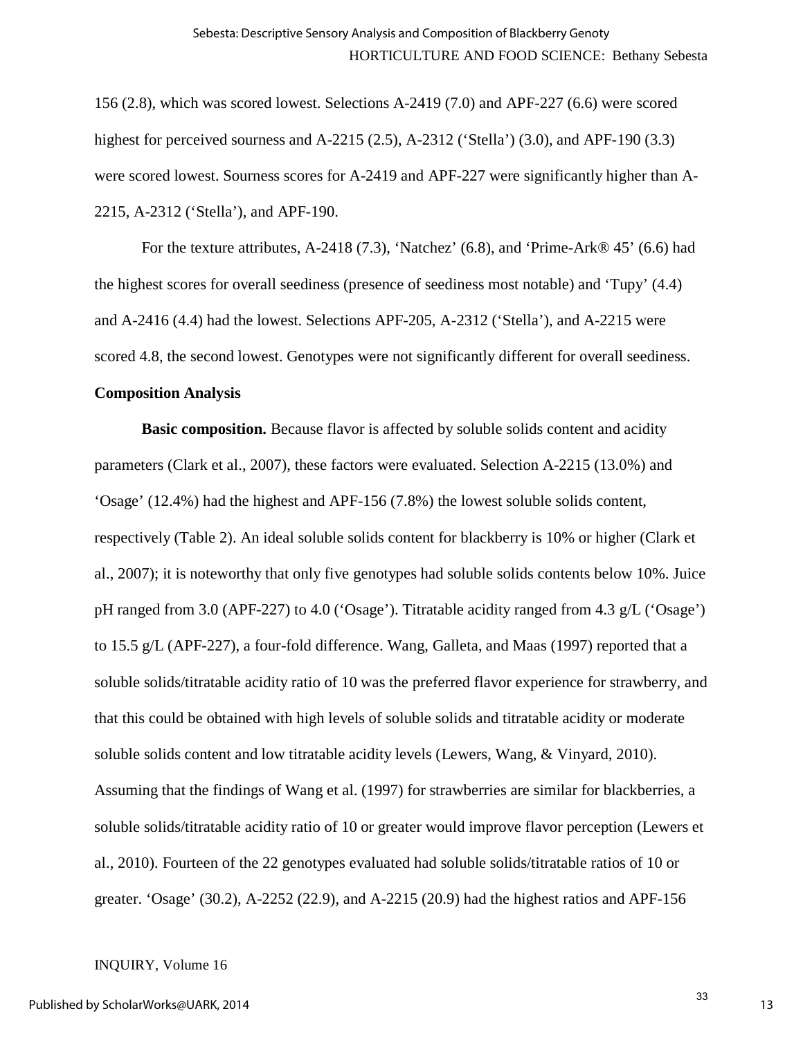156 (2.8), which was scored lowest. Selections A-2419 (7.0) and APF-227 (6.6) were scored highest for perceived sourness and A-2215 (2.5), A-2312 (‘Stella’) (3.0), and APF-190 (3.3) were scored lowest. Sourness scores for A-2419 and APF-227 were significantly higher than A-2215, A-2312 (‘Stella’), and APF-190.

For the texture attributes, A-2418 (7.3), ‘Natchez’ (6.8), and ‘Prime-Ark® 45’ (6.6) had the highest scores for overall seediness (presence of seediness most notable) and ‘Tupy’ (4.4) and A-2416 (4.4) had the lowest. Selections APF-205, A-2312 (‘Stella’), and A-2215 were scored 4.8, the second lowest. Genotypes were not significantly different for overall seediness.

### Composition Analysis

**Basic composition.** Because flavor is affected by soluble solids content and acidity parameters (Clark et al., 2007), these factors were evaluated. Selection A-2215 (13.0%) and ‘Osage’ (12.4%) had the highest and APF-156 (7.8%) the lowest soluble solids content, respectively (Table 2). An ideal soluble solids content for blackberry is 10% or higher (Clark et al., 2007); it is noteworthy that only five genotypes had soluble solids contents below 10%. Juice pH ranged from 3.0 (APF-227) to 4.0 (‘Osage’). Titratable acidity ranged from 4.3 g/L (‘Osage’) to 15.5 g/L (APF-227), a four-fold difference. Wang, Galleta, and Maas (1997) reported that a soluble solids/titratable acidity ratio of 10 was the preferred flavor experience for strawberry, and that this could be obtained with high levels of soluble solids and titratable acidity or moderate soluble solids content and low titratable acidity levels (Lewers, Wang, & Vinyard, 2010). Assuming that the findings of Wang et al. (1997) for strawberries are similar for blackberries, a soluble solids/titratable acidity ratio of 10 or greater would improve flavor perception (Lewers et al., 2010). Fourteen of the 22 genotypes evaluated had soluble solids/titratable ratios of 10 or greater. ‘Osage’ (30.2), A-2252 (22.9), and A-2215 (20.9) had the highest ratios and APF-156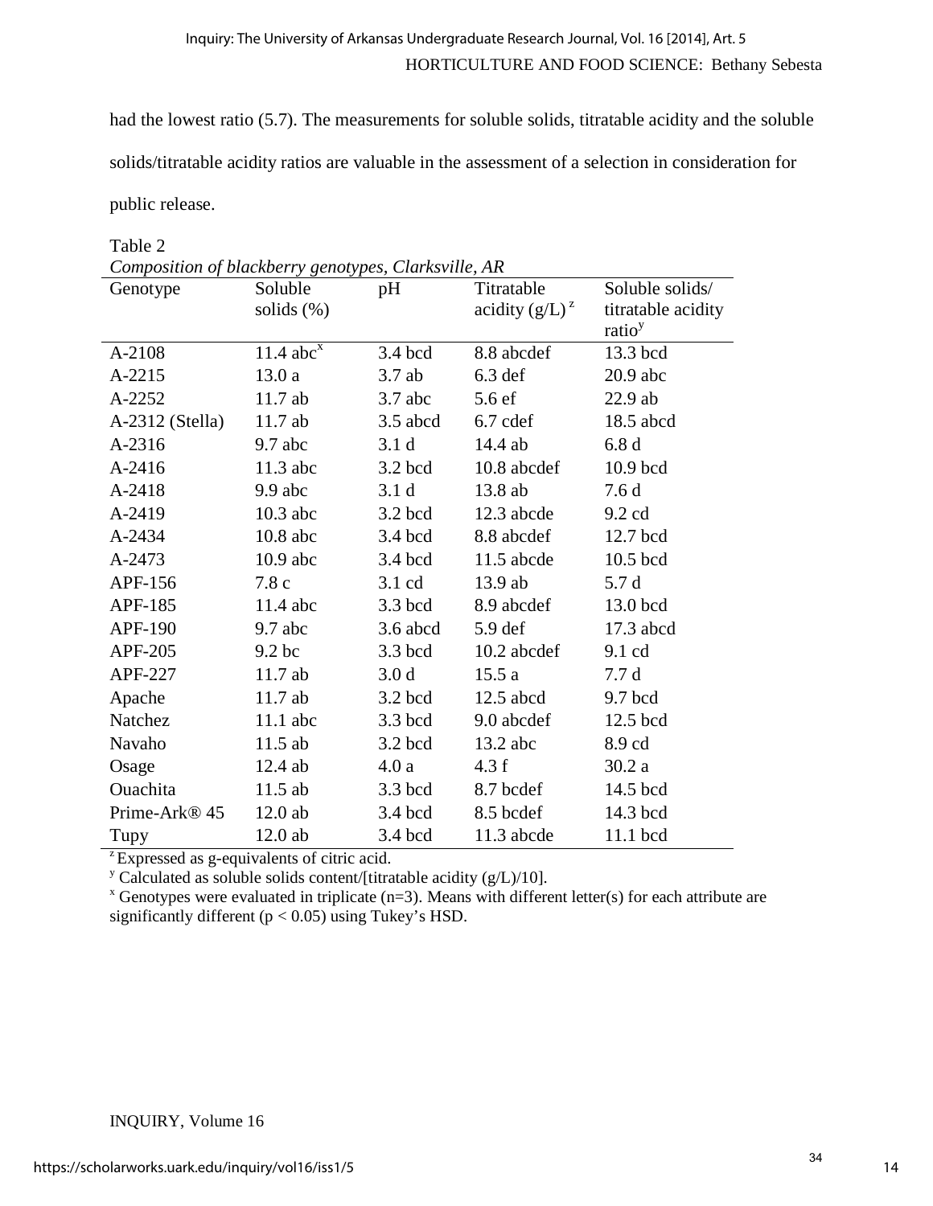had the lowest ratio (5.7). The measurements for soluble solids, titratable acidity and the soluble solids/titratable acidity ratios are valuable in the assessment of a selection in consideration for public release.

Table 2

*Composition of blackberry genotypes, Clarksville, AR*

| Genotype | Soluble solids (%) | pH | Titratable acidity (g/L) [z] | Soluble solids/ titratable acidity ratio[y] |
|---|---|---|---|---|
| A-2108 | 11.4 abc[x] | 3.4 bcd | 8.8 abcdef | 13.3 bcd |
| A-2215 | 13.0 a | 3.7 ab | 6.3 def | 20.9 abc |
| A-2252 | 11.7 ab | 3.7 abc | 5.6 ef | 22.9 ab |
| A-2312 (Stella) | 11.7 ab | 3.5 abcd | 6.7 cdef | 18.5 abcd |
| A-2316 | 9.7 abc | 3.1 d | 14.4 ab | 6.8 d |
| A-2416 | 11.3 abc | 3.2 bcd | 10.8 abcdef | 10.9 bcd |
| A-2418 | 9.9 abc | 3.1 d | 13.8 ab | 7.6 d |
| A-2419 | 10.3 abc | 3.2 bcd | 12.3 abcde | 9.2 cd |
| A-2434 | 10.8 abc | 3.4 bcd | 8.8 abcdef | 12.7 bcd |
| A-2473 | 10.9 abc | 3.4 bcd | 11.5 abcde | 10.5 bcd |
| APF-156 | 7.8 c | 3.1 cd | 13.9 ab | 5.7 d |
| APF-185 | 11.4 abc | 3.3 bcd | 8.9 abcdef | 13.0 bcd |
| APF-190 | 9.7 abc | 3.6 abcd | 5.9 def | 17.3 abcd |
| APF-205 | 9.2 bc | 3.3 bcd | 10.2 abcdef | 9.1 cd |
| APF-227 | 11.7 ab | 3.0 d | 15.5 a | 7.7 d |
| Apache | 11.7 ab | 3.2 bcd | 12.5 abcd | 9.7 bcd |
| Natchez | 11.1 abc | 3.3 bcd | 9.0 abcdef | 12.5 bcd |
| Navaho | 11.5 ab | 3.2 bcd | 13.2 abc | 8.9 cd |
| Osage | 12.4 ab | 4.0 a | 4.3 f | 30.2 a |
| Ouachita | 11.5 ab | 3.3 bcd | 8.7 bcdef | 14.5 bcd |
| Prime-Ark® 45 | 12.0 ab | 3.4 bcd | 8.5 bcdef | 14.3 bcd |
| Tupy | 12.0 ab | 3.4 bcd | 11.3 abcde | 11.1 bcd |

[z] Expressed as g-equivalents of citric acid.

[y] Calculated as soluble solids content/[titratable acidity (g/L)/10].

[x] Genotypes were evaluated in triplicate (n=3). Means with different letter(s) for each attribute are significantly different ($p < 0.05$) using Tukey's HSD.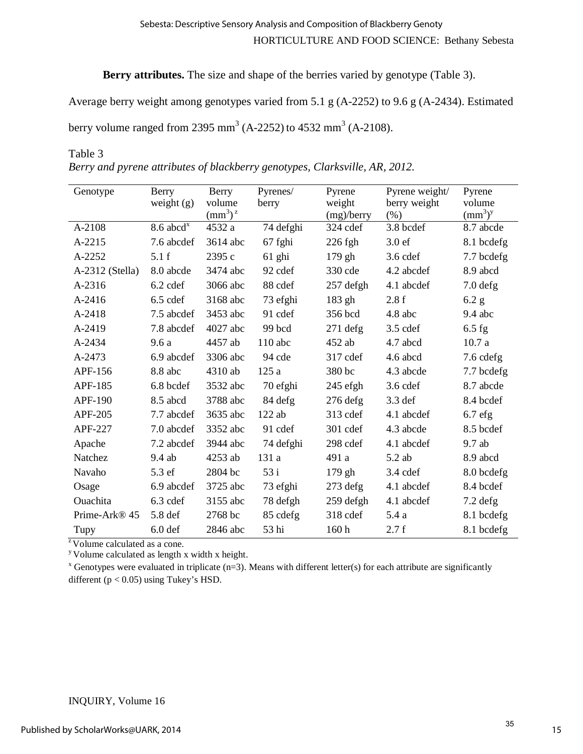**Berry attributes.** The size and shape of the berries varied by genotype (Table 3). Average berry weight among genotypes varied from 5.1 g (A-2252) to 9.6 g (A-2434). Estimated berry volume ranged from 2395 $mm^3$ (A-2252) to 4532 $mm^3$ (A-2108).

Table 3

*Berry and pyrene attributes of blackberry genotypes, Clarksville, AR, 2012.*

| Genotype | Berry weight (g) | Berry volume ($mm^3$)[z] | Pyrenes/ berry | Pyrene weight (mg)/berry | Pyrene weight/ berry weight (%) | Pyrene volume ($mm^3$)[y] |
|---|---|---|---|---|---|---|
| A-2108 | 8.6 abcd[x] | 4532 a | 74 defghi | 324 cdef | 3.8 bcdef | 8.7 abcde |
| A-2215 | 7.6 abcdef | 3614 abc | 67 fghi | 226 fgh | 3.0 ef | 8.1 bcdefg |
| A-2252 | 5.1 f | 2395 c | 61 ghi | 179 gh | 3.6 cdef | 7.7 bcdefg |
| A-2312 (Stella) | 8.0 abcde | 3474 abc | 92 cdef | 330 cde | 4.2 abcdef | 8.9 abcd |
| A-2316 | 6.2 cdef | 3066 abc | 88 cdef | 257 defgh | 4.1 abcdef | 7.0 defg |
| A-2416 | 6.5 cdef | 3168 abc | 73 efghi | 183 gh | 2.8 f | 6.2 g |
| A-2418 | 7.5 abcdef | 3453 abc | 91 cdef | 356 bcd | 4.8 abc | 9.4 abc |
| A-2419 | 7.8 abcdef | 4027 abc | 99 bcd | 271 defg | 3.5 cdef | 6.5 fg |
| A-2434 | 9.6 a | 4457 ab | 110 abc | 452 ab | 4.7 abcd | 10.7 a |
| A-2473 | 6.9 abcdef | 3306 abc | 94 cde | 317 cdef | 4.6 abcd | 7.6 cdefg |
| APF-156 | 8.8 abc | 4310 ab | 125 a | 380 bc | 4.3 abcde | 7.7 bcdefg |
| APF-185 | 6.8 bcdef | 3532 abc | 70 efghi | 245 efgh | 3.6 cdef | 8.7 abcde |
| APF-190 | 8.5 abcd | 3788 abc | 84 defg | 276 defg | 3.3 def | 8.4 bcdef |
| APF-205 | 7.7 abcdef | 3635 abc | 122 ab | 313 cdef | 4.1 abcdef | 6.7 efg |
| APF-227 | 7.0 abcdef | 3352 abc | 91 cdef | 301 cdef | 4.3 abcde | 8.5 bcdef |
| Apache | 7.2 abcdef | 3944 abc | 74 defghi | 298 cdef | 4.1 abcdef | 9.7 ab |
| Natchez | 9.4 ab | 4253 ab | 131 a | 491 a | 5.2 ab | 8.9 abcd |
| Navaho | 5.3 ef | 2804 bc | 53 i | 179 gh | 3.4 cdef | 8.0 bcdefg |
| Osage | 6.9 abcdef | 3725 abc | 73 efghi | 273 defg | 4.1 abcdef | 8.4 bcdef |
| Ouachita | 6.3 cdef | 3155 abc | 78 defgh | 259 defgh | 4.1 abcdef | 7.2 defg |
| Prime-Ark® 45 | 5.8 def | 2768 bc | 85 cdefg | 318 cdef | 5.4 a | 8.1 bcdefg |
| Tupy | 6.0 def | 2846 abc | 53 hi | 160 h | 2.7 f | 8.1 bcdefg |

[z] Volume calculated as a cone.

[y] Volume calculated as length x width x height.

[x] Genotypes were evaluated in triplicate (n=3). Means with different letter(s) for each attribute are significantly different ($p < 0.05$) using Tukey's HSD.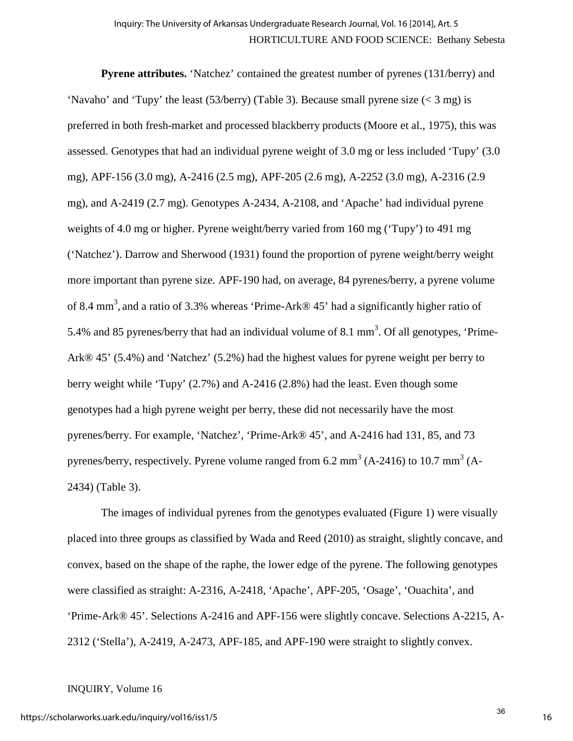**Pyrene attributes.** 'Natchez' contained the greatest number of pyrenes (131/berry) and 'Navaho' and 'Tupy' the least (53/berry) (Table 3). Because small pyrene size (< 3 mg) is preferred in both fresh-market and processed blackberry products (Moore et al., 1975), this was assessed. Genotypes that had an individual pyrene weight of 3.0 mg or less included 'Tupy' (3.0 mg), APF-156 (3.0 mg), A-2416 (2.5 mg), APF-205 (2.6 mg), A-2252 (3.0 mg), A-2316 (2.9 mg), and A-2419 (2.7 mg). Genotypes A-2434, A-2108, and 'Apache' had individual pyrene weights of 4.0 mg or higher. Pyrene weight/berry varied from 160 mg ('Tupy') to 491 mg ('Natchez'). Darrow and Sherwood (1931) found the proportion of pyrene weight/berry weight more important than pyrene size. APF-190 had, on average, 84 pyrenes/berry, a pyrene volume of 8.4 mm$^3$, and a ratio of 3.3% whereas 'Prime-Ark® 45' had a significantly higher ratio of 5.4% and 85 pyrenes/berry that had an individual volume of 8.1 mm$^3$. Of all genotypes, 'Prime-Ark® 45' (5.4%) and 'Natchez' (5.2%) had the highest values for pyrene weight per berry to berry weight while 'Tupy' (2.7%) and A-2416 (2.8%) had the least. Even though some genotypes had a high pyrene weight per berry, these did not necessarily have the most pyrenes/berry. For example, 'Natchez', 'Prime-Ark® 45', and A-2416 had 131, 85, and 73 pyrenes/berry, respectively. Pyrene volume ranged from 6.2 mm$^3$ (A-2416) to 10.7 mm$^3$ (A-2434) (Table 3).

The images of individual pyrenes from the genotypes evaluated (Figure 1) were visually placed into three groups as classified by Wada and Reed (2010) as straight, slightly concave, and convex, based on the shape of the raphe, the lower edge of the pyrene. The following genotypes were classified as straight: A-2316, A-2418, 'Apache', APF-205, 'Osage', 'Ouachita', and 'Prime-Ark® 45'. Selections A-2416 and APF-156 were slightly concave. Selections A-2215, A-2312 ('Stella'), A-2419, A-2473, APF-185, and APF-190 were straight to slightly convex.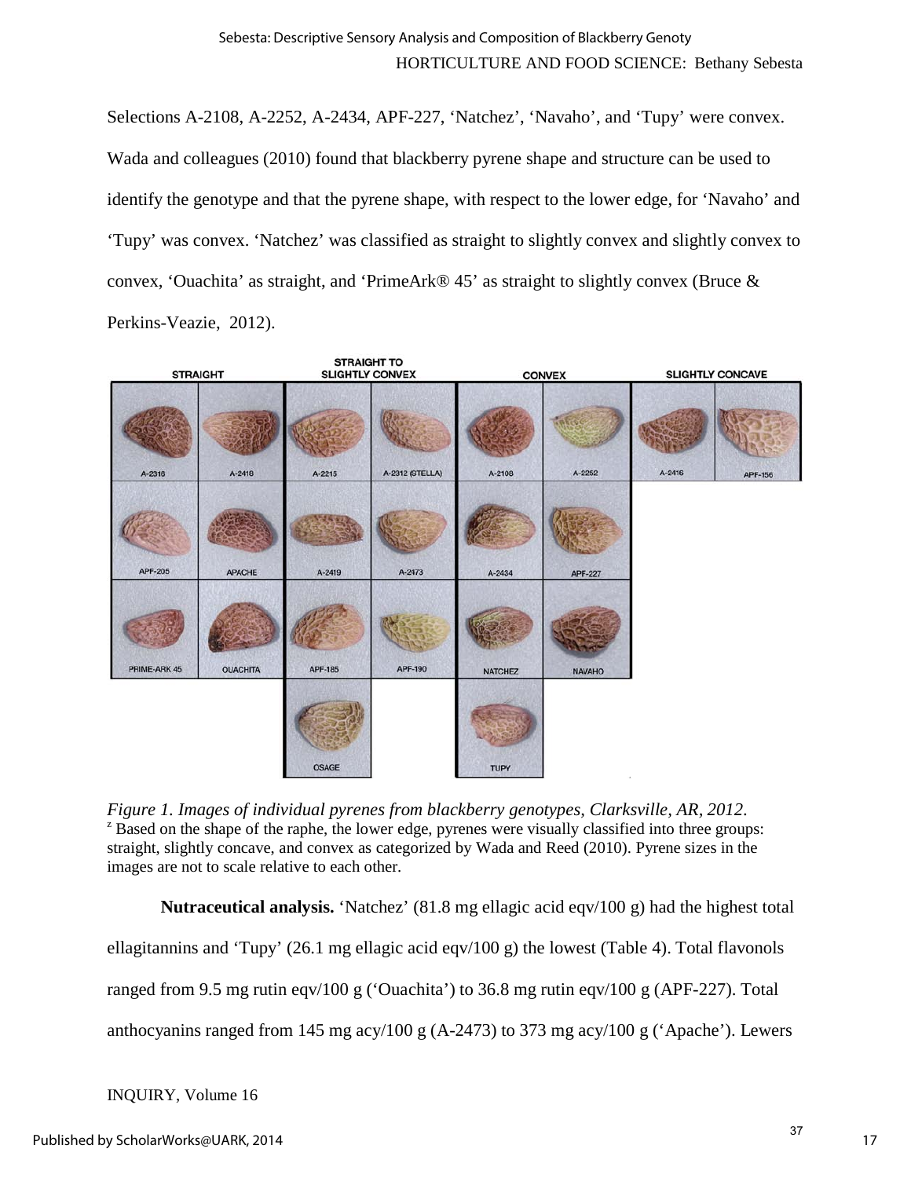Selections A-2108, A-2252, A-2434, APF-227, 'Natchez', 'Navaho', and 'Tupy' were convex. Wada and colleagues (2010) found that blackberry pyrene shape and structure can be used to identify the genotype and that the pyrene shape, with respect to the lower edge, for 'Navaho' and 'Tupy' was convex. 'Natchez' was classified as straight to slightly convex and slightly convex to convex, 'Ouachita' as straight, and 'PrimeArk® 45' as straight to slightly convex (Bruce & Perkins-Veazie, 2012).

*Figure 1. Images of individual pyrenes from blackberry genotypes, Clarksville, AR, 2012.*
[z] Based on the shape of the raphe, the lower edge, pyrenes were visually classified into three groups: straight, slightly concave, and convex as categorized by Wada and Reed (2010). Pyrene sizes in the images are not to scale relative to each other.

**Nutraceutical analysis.** 'Natchez' (81.8 mg ellagic acid eqv/100 g) had the highest total ellagitannins and 'Tupy' (26.1 mg ellagic acid eqv/100 g) the lowest (Table 4). Total flavonols ranged from 9.5 mg rutin eqv/100 g ('Ouachita') to 36.8 mg rutin eqv/100 g (APF-227). Total anthocyanins ranged from 145 mg acy/100 g (A-2473) to 373 mg acy/100 g ('Apache'). Lewers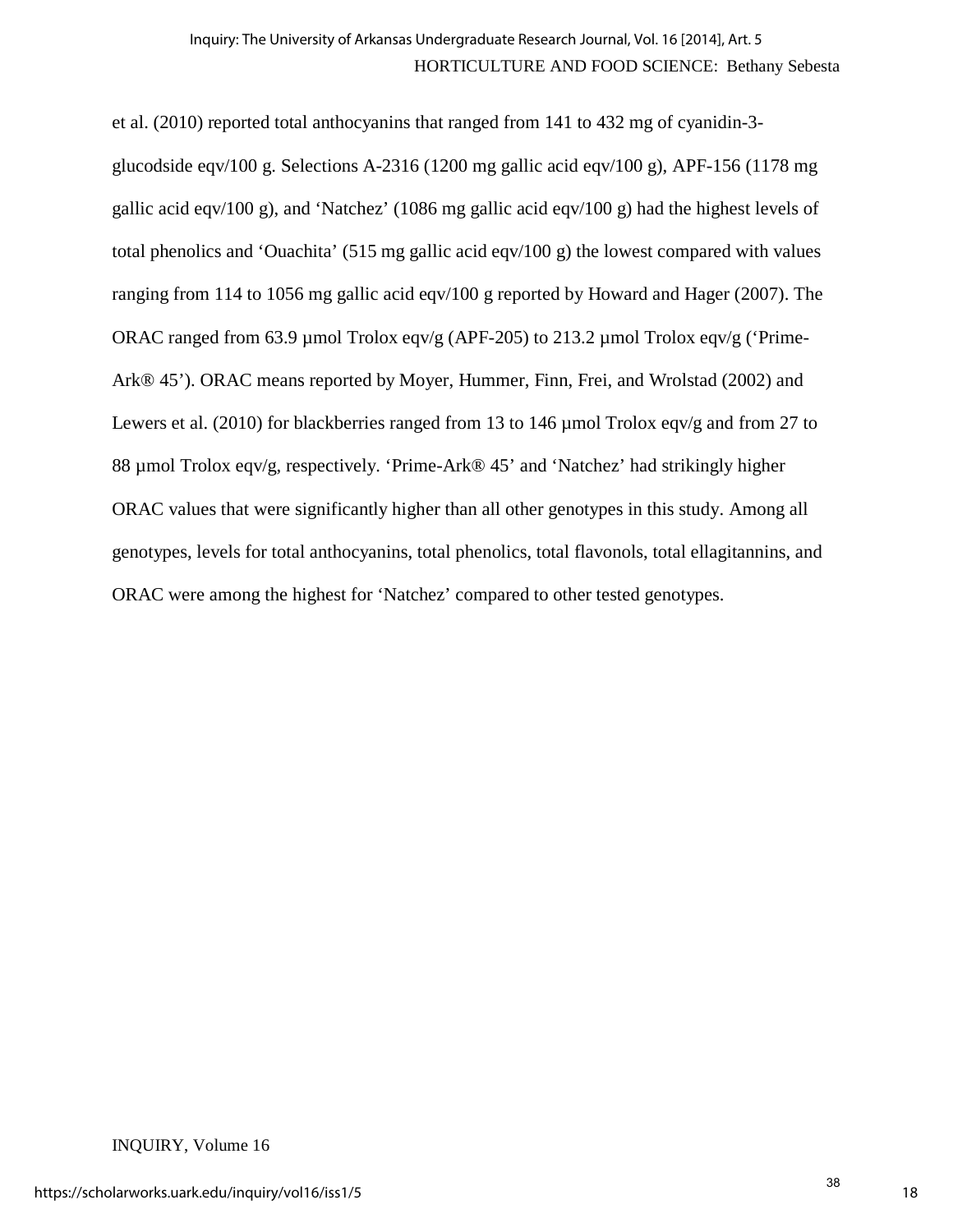et al. (2010) reported total anthocyanins that ranged from 141 to 432 mg of cyanidin-3-glucodside eqv/100 g. Selections A-2316 (1200 mg gallic acid eqv/100 g), APF-156 (1178 mg gallic acid eqv/100 g), and 'Natchez' (1086 mg gallic acid eqv/100 g) had the highest levels of total phenolics and 'Ouachita' (515 mg gallic acid eqv/100 g) the lowest compared with values ranging from 114 to 1056 mg gallic acid eqv/100 g reported by Howard and Hager (2007). The ORAC ranged from 63.9 µmol Trolox eqv/g (APF-205) to 213.2 µmol Trolox eqv/g ('Prime-Ark® 45'). ORAC means reported by Moyer, Hummer, Finn, Frei, and Wrolstad (2002) and Lewers et al. (2010) for blackberries ranged from 13 to 146 µmol Trolox eqv/g and from 27 to 88 µmol Trolox eqv/g, respectively. 'Prime-Ark® 45' and 'Natchez' had strikingly higher ORAC values that were significantly higher than all other genotypes in this study. Among all genotypes, levels for total anthocyanins, total phenolics, total flavonols, total ellagitannins, and ORAC were among the highest for 'Natchez' compared to other tested genotypes.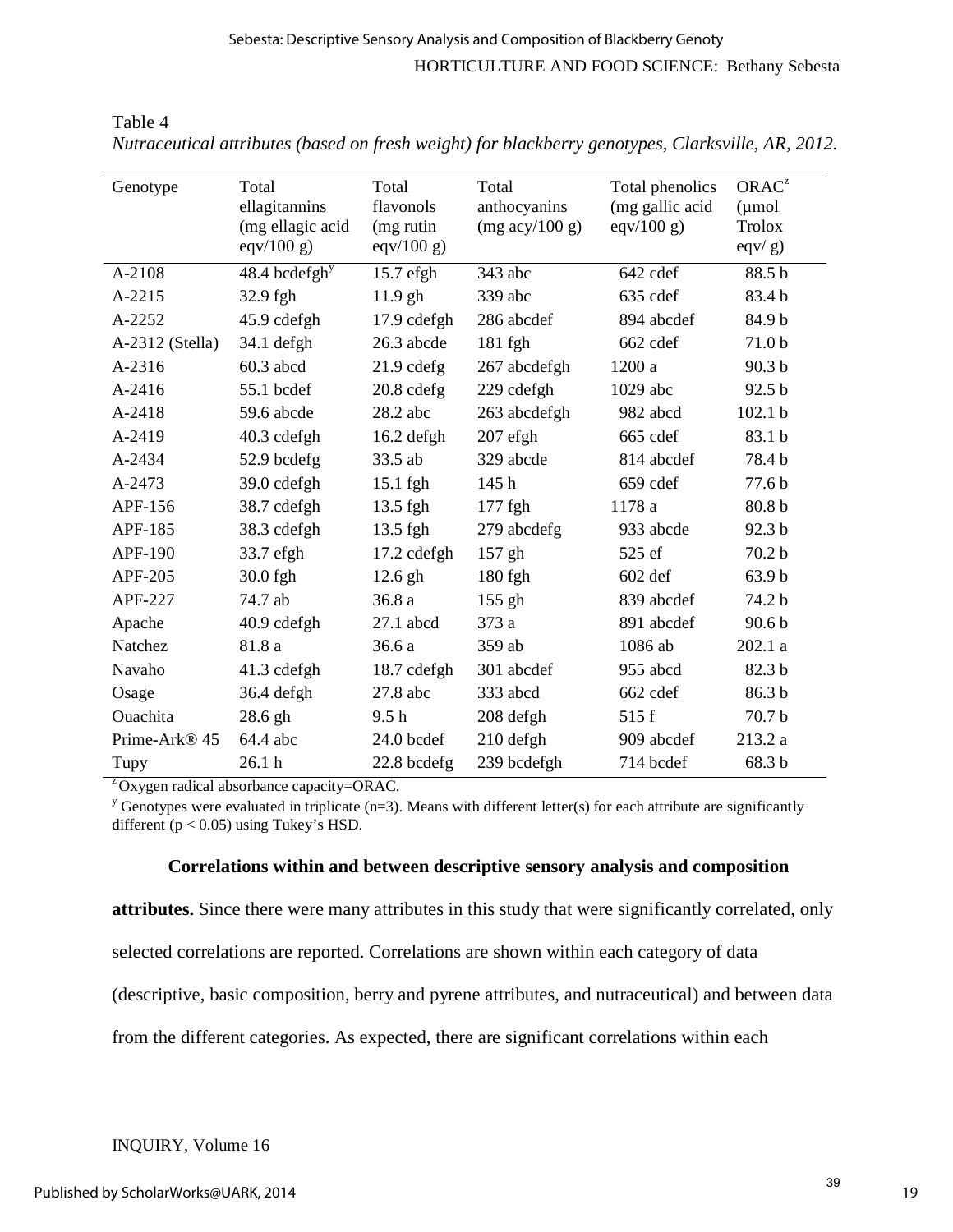Table 4
*Nutraceutical attributes (based on fresh weight) for blackberry genotypes, Clarksville, AR, 2012.*

| Genotype | Total ellagitannins (mg ellagic acid eqv/100 g) | Total flavonols (mg rutin eqv/100 g) | Total anthocyanins (mg acy/100 g) | Total phenolics (mg gallic acid eqv/100 g) | ORAC[z] (µmol Trolox eqv/ g) |
|---|---|---|---|---|---|
| A-2108 | 48.4 bcdefgh[y] | 15.7 efgh | 343 abc | 642 cdef | 88.5 b |
| A-2215 | 32.9 fgh | 11.9 gh | 339 abc | 635 cdef | 83.4 b |
| A-2252 | 45.9 cdefgh | 17.9 cdefgh | 286 abcdef | 894 abcdef | 84.9 b |
| A-2312 (Stella) | 34.1 defgh | 26.3 abcde | 181 fgh | 662 cdef | 71.0 b |
| A-2316 | 60.3 abcd | 21.9 cdefg | 267 abcdefgh | 1200 a | 90.3 b |
| A-2416 | 55.1 bcdef | 20.8 cdefg | 229 cdefgh | 1029 abc | 92.5 b |
| A-2418 | 59.6 abcde | 28.2 abc | 263 abcdefgh | 982 abcd | 102.1 b |
| A-2419 | 40.3 cdefgh | 16.2 defgh | 207 efgh | 665 cdef | 83.1 b |
| A-2434 | 52.9 bcdefg | 33.5 ab | 329 abcde | 814 abcdef | 78.4 b |
| A-2473 | 39.0 cdefgh | 15.1 fgh | 145 h | 659 cdef | 77.6 b |
| APF-156 | 38.7 cdefgh | 13.5 fgh | 177 fgh | 1178 a | 80.8 b |
| APF-185 | 38.3 cdefgh | 13.5 fgh | 279 abcdefg | 933 abcde | 92.3 b |
| APF-190 | 33.7 efgh | 17.2 cdefgh | 157 gh | 525 ef | 70.2 b |
| APF-205 | 30.0 fgh | 12.6 gh | 180 fgh | 602 def | 63.9 b |
| APF-227 | 74.7 ab | 36.8 a | 155 gh | 839 abcdef | 74.2 b |
| Apache | 40.9 cdefgh | 27.1 abcd | 373 a | 891 abcdef | 90.6 b |
| Natchez | 81.8 a | 36.6 a | 359 ab | 1086 ab | 202.1 a |
| Navaho | 41.3 cdefgh | 18.7 cdefgh | 301 abcdef | 955 abcd | 82.3 b |
| Osage | 36.4 defgh | 27.8 abc | 333 abcd | 662 cdef | 86.3 b |
| Ouachita | 28.6 gh | 9.5 h | 208 defgh | 515 f | 70.7 b |
| Prime-Ark® 45 | 64.4 abc | 24.0 bcdef | 210 defgh | 909 abcdef | 213.2 a |
| Tupy | 26.1 h | 22.8 bcdefg | 239 bcdefgh | 714 bcdef | 68.3 b |

[z] Oxygen radical absorbance capacity=ORAC.

[y] Genotypes were evaluated in triplicate (n=3). Means with different letter(s) for each attribute are significantly different ($p < 0.05$) using Tukey's HSD.

**Correlations within and between descriptive sensory analysis and composition attributes.** Since there were many attributes in this study that were significantly correlated, only selected correlations are reported. Correlations are shown within each category of data (descriptive, basic composition, berry and pyrene attributes, and nutraceutical) and between data from the different categories. As expected, there are significant correlations within each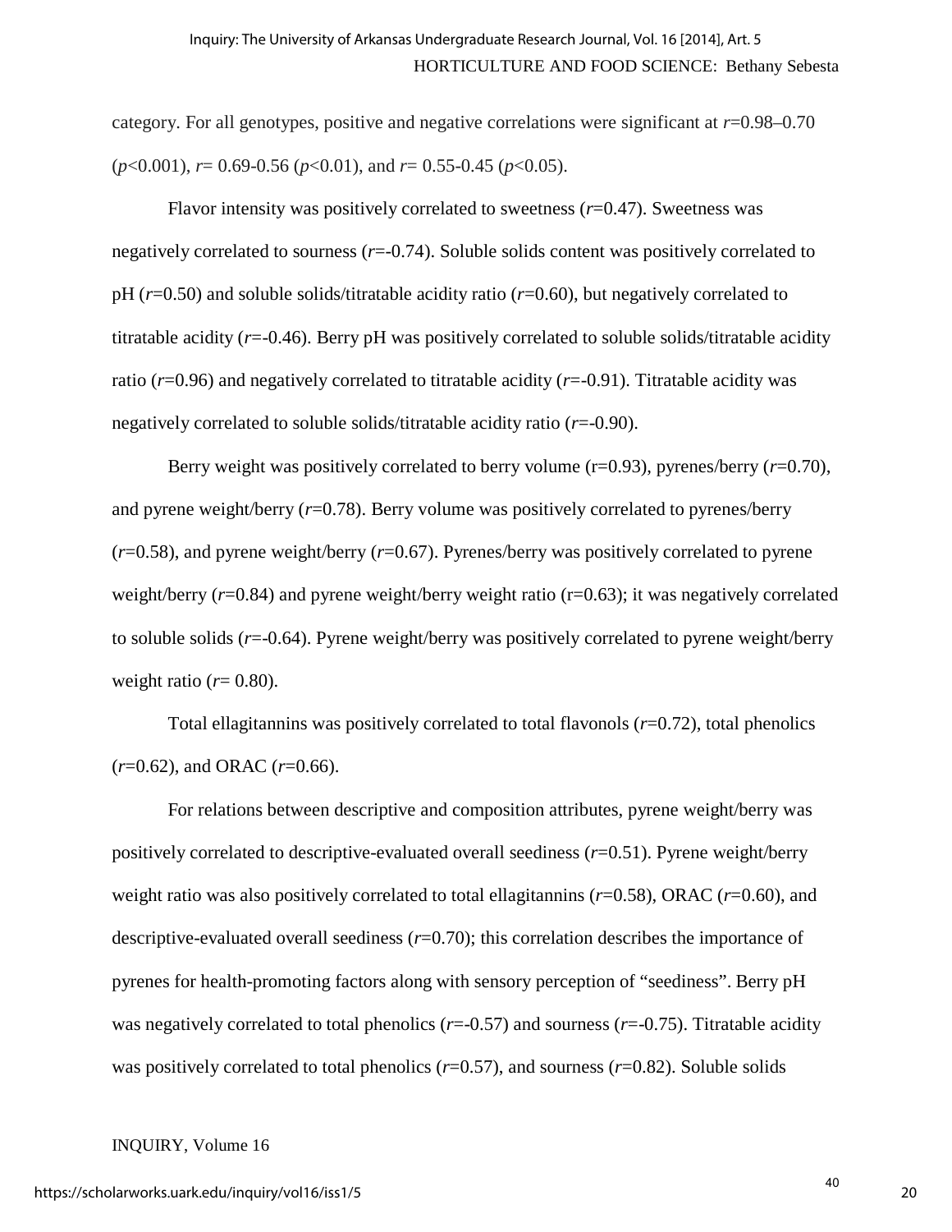category. For all genotypes, positive and negative correlations were significant at $r$=0.98–0.70 ($p$<0.001), $r$= 0.69-0.56 ($p$<0.01), and $r$= 0.55-0.45 ($p$<0.05).

Flavor intensity was positively correlated to sweetness ($r$=0.47). Sweetness was negatively correlated to sourness ($r$=-0.74). Soluble solids content was positively correlated to pH ($r$=0.50) and soluble solids/titratable acidity ratio ($r$=0.60), but negatively correlated to titratable acidity ($r$=-0.46). Berry pH was positively correlated to soluble solids/titratable acidity ratio ($r$=0.96) and negatively correlated to titratable acidity ($r$=-0.91). Titratable acidity was negatively correlated to soluble solids/titratable acidity ratio ($r$=-0.90).

Berry weight was positively correlated to berry volume (r=0.93), pyrenes/berry ($r$=0.70), and pyrene weight/berry ($r$=0.78). Berry volume was positively correlated to pyrenes/berry ($r$=0.58), and pyrene weight/berry ($r$=0.67). Pyrenes/berry was positively correlated to pyrene weight/berry ($r$=0.84) and pyrene weight/berry weight ratio (r=0.63); it was negatively correlated to soluble solids ($r$=-0.64). Pyrene weight/berry was positively correlated to pyrene weight/berry weight ratio ($r$= 0.80).

Total ellagitannins was positively correlated to total flavonols ($r$=0.72), total phenolics ($r$=0.62), and ORAC ($r$=0.66).

For relations between descriptive and composition attributes, pyrene weight/berry was positively correlated to descriptive-evaluated overall seediness ($r$=0.51). Pyrene weight/berry weight ratio was also positively correlated to total ellagitannins ($r$=0.58), ORAC ($r$=0.60), and descriptive-evaluated overall seediness ($r$=0.70); this correlation describes the importance of pyrenes for health-promoting factors along with sensory perception of "seediness". Berry pH was negatively correlated to total phenolics ($r$=-0.57) and sourness ($r$=-0.75). Titratable acidity was positively correlated to total phenolics ($r$=0.57), and sourness ($r$=0.82). Soluble solids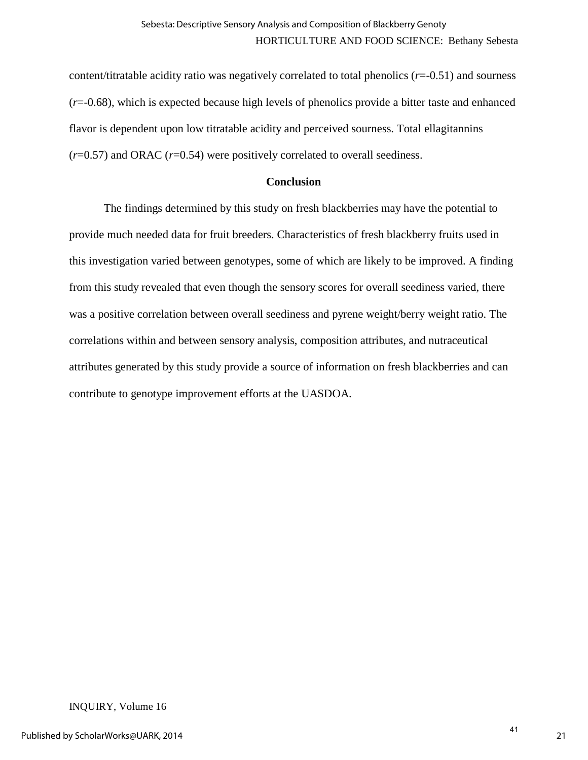content/titratable acidity ratio was negatively correlated to total phenolics ($r$=-0.51) and sourness ($r$=-0.68), which is expected because high levels of phenolics provide a bitter taste and enhanced flavor is dependent upon low titratable acidity and perceived sourness. Total ellagitannins ($r$=0.57) and ORAC ($r$=0.54) were positively correlated to overall seediness.

## Conclusion

The findings determined by this study on fresh blackberries may have the potential to provide much needed data for fruit breeders. Characteristics of fresh blackberry fruits used in this investigation varied between genotypes, some of which are likely to be improved. A finding from this study revealed that even though the sensory scores for overall seediness varied, there was a positive correlation between overall seediness and pyrene weight/berry weight ratio. The correlations within and between sensory analysis, composition attributes, and nutraceutical attributes generated by this study provide a source of information on fresh blackberries and can contribute to genotype improvement efforts at the UASDOA.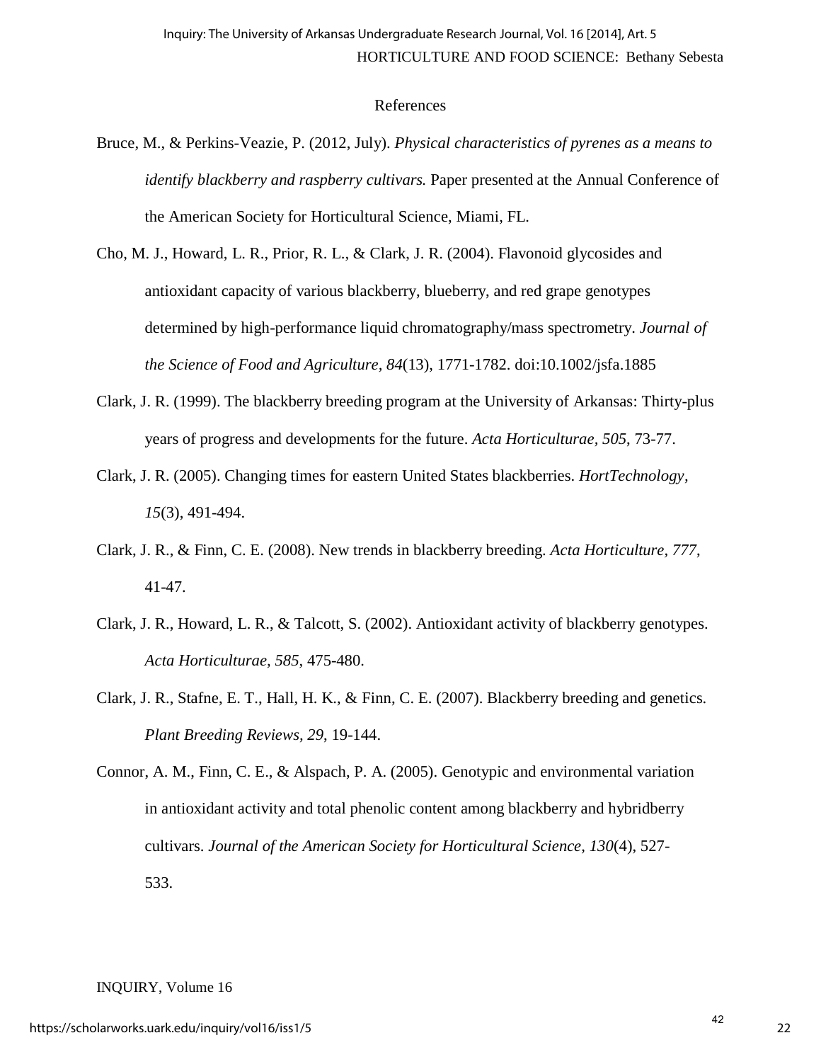# References

Bruce, M., & Perkins-Veazie, P. (2012, July). *Physical characteristics of pyrenes as a means to identify blackberry and raspberry cultivars.* Paper presented at the Annual Conference of the American Society for Horticultural Science, Miami, FL.

Cho, M. J., Howard, L. R., Prior, R. L., & Clark, J. R. (2004). Flavonoid glycosides and antioxidant capacity of various blackberry, blueberry, and red grape genotypes determined by high-performance liquid chromatography/mass spectrometry. *Journal of the Science of Food and Agriculture, 84*(13), 1771-1782. doi:10.1002/jsfa.1885

Clark, J. R. (1999). The blackberry breeding program at the University of Arkansas: Thirty-plus years of progress and developments for the future. *Acta Horticulturae, 505*, 73-77.

Clark, J. R. (2005). Changing times for eastern United States blackberries. *HortTechnology, 15*(3), 491-494.

Clark, J. R., & Finn, C. E. (2008). New trends in blackberry breeding. *Acta Horticulture, 777*, 41-47.

Clark, J. R., Howard, L. R., & Talcott, S. (2002). Antioxidant activity of blackberry genotypes. *Acta Horticulturae, 585*, 475-480.

Clark, J. R., Stafne, E. T., Hall, H. K., & Finn, C. E. (2007). Blackberry breeding and genetics. *Plant Breeding Reviews, 29*, 19-144.

Connor, A. M., Finn, C. E., & Alspach, P. A. (2005). Genotypic and environmental variation in antioxidant activity and total phenolic content among blackberry and hybridberry cultivars. *Journal of the American Society for Horticultural Science, 130*(4), 527-533.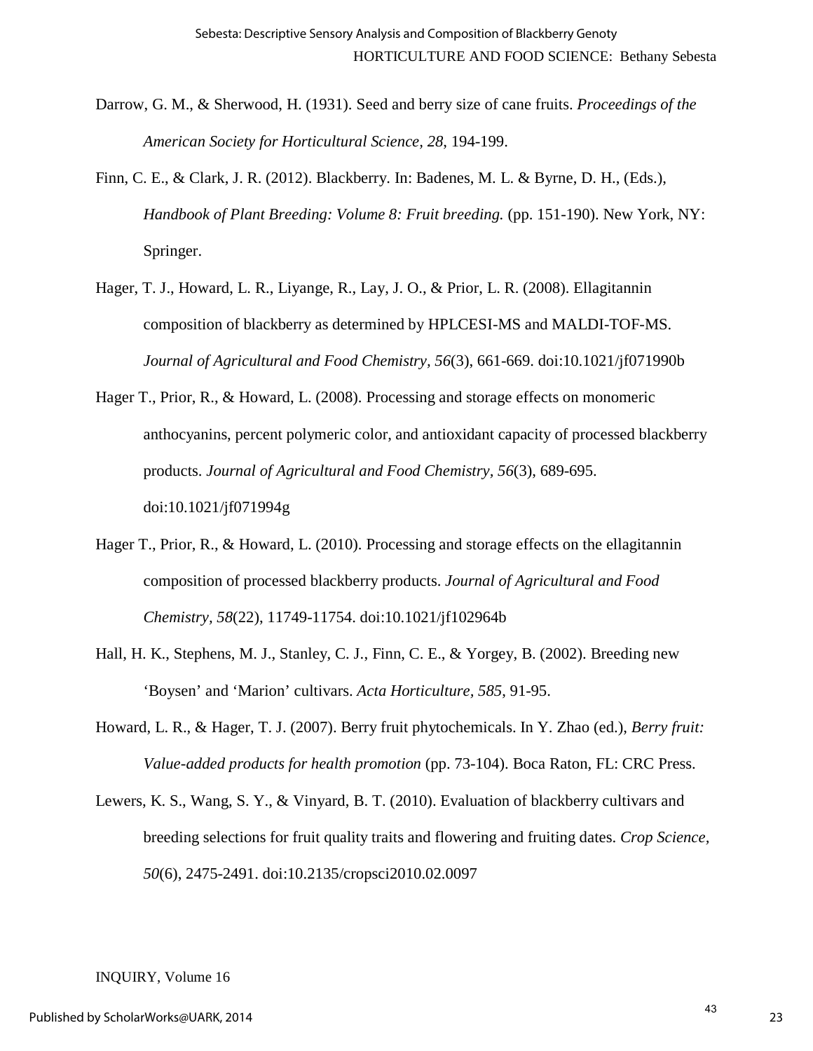Darrow, G. M., & Sherwood, H. (1931). Seed and berry size of cane fruits. *Proceedings of the American Society for Horticultural Science, 28*, 194-199.

Finn, C. E., & Clark, J. R. (2012). Blackberry. In: Badenes, M. L. & Byrne, D. H., (Eds.), *Handbook of Plant Breeding: Volume 8: Fruit breeding.* (pp. 151-190). New York, NY: Springer.

Hager, T. J., Howard, L. R., Liyange, R., Lay, J. O., & Prior, L. R. (2008). Ellagitannin composition of blackberry as determined by HPLCESI-MS and MALDI-TOF-MS. *Journal of Agricultural and Food Chemistry, 56*(3), 661-669. doi:10.1021/jf071990b

Hager T., Prior, R., & Howard, L. (2008). Processing and storage effects on monomeric anthocyanins, percent polymeric color, and antioxidant capacity of processed blackberry products. *Journal of Agricultural and Food Chemistry, 56*(3), 689-695. doi:10.1021/jf071994g

Hager T., Prior, R., & Howard, L. (2010). Processing and storage effects on the ellagitannin composition of processed blackberry products. *Journal of Agricultural and Food Chemistry, 58*(22), 11749-11754. doi:10.1021/jf102964b

Hall, H. K., Stephens, M. J., Stanley, C. J., Finn, C. E., & Yorgey, B. (2002). Breeding new 'Boysen' and 'Marion' cultivars. *Acta Horticulture, 585*, 91-95.

Howard, L. R., & Hager, T. J. (2007). Berry fruit phytochemicals. In Y. Zhao (ed.), *Berry fruit: Value-added products for health promotion* (pp. 73-104). Boca Raton, FL: CRC Press.

Lewers, K. S., Wang, S. Y., & Vinyard, B. T. (2010). Evaluation of blackberry cultivars and breeding selections for fruit quality traits and flowering and fruiting dates. *Crop Science, 50*(6), 2475-2491. doi:10.2135/cropsci2010.02.0097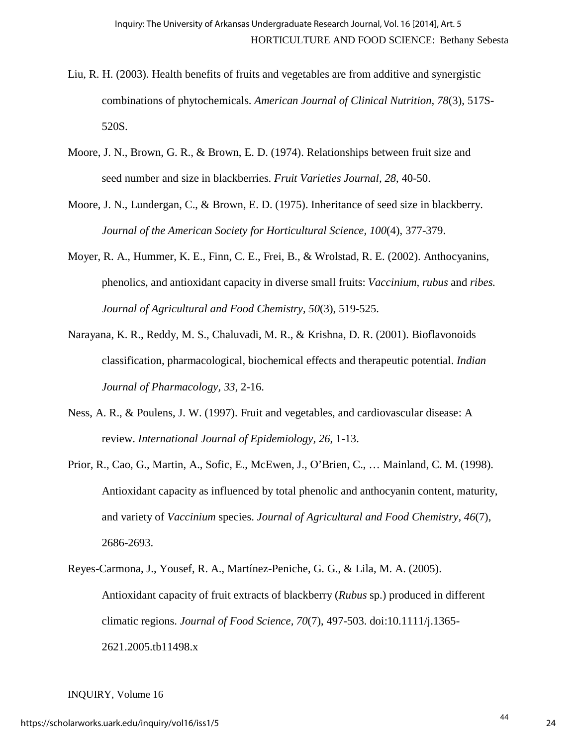Liu, R. H. (2003). Health benefits of fruits and vegetables are from additive and synergistic combinations of phytochemicals. *American Journal of Clinical Nutrition*, *78*(3), 517S-520S.

Moore, J. N., Brown, G. R., & Brown, E. D. (1974). Relationships between fruit size and seed number and size in blackberries. *Fruit Varieties Journal, 28*, 40-50.

Moore, J. N., Lundergan, C., & Brown, E. D. (1975). Inheritance of seed size in blackberry. *Journal of the American Society for Horticultural Science, 100*(4), 377-379.

Moyer, R. A., Hummer, K. E., Finn, C. E., Frei, B., & Wrolstad, R. E. (2002). Anthocyanins, phenolics, and antioxidant capacity in diverse small fruits: *Vaccinium, rubus* and *ribes. Journal of Agricultural and Food Chemistry, 50*(3), 519-525.

Narayana, K. R., Reddy, M. S., Chaluvadi, M. R., & Krishna, D. R. (2001). Bioflavonoids classification, pharmacological, biochemical effects and therapeutic potential. *Indian Journal of Pharmacology, 33*, 2-16.

Ness, A. R., & Poulens, J. W. (1997). Fruit and vegetables, and cardiovascular disease: A review. *International Journal of Epidemiology, 26*, 1-13.

Prior, R., Cao, G., Martin, A., Sofic, E., McEwen, J., O'Brien, C., … Mainland, C. M. (1998). Antioxidant capacity as influenced by total phenolic and anthocyanin content, maturity, and variety of *Vaccinium* species. *Journal of Agricultural and Food Chemistry, 46*(7), 2686-2693.

Reyes-Carmona, J., Yousef, R. A., Martínez-Peniche, G. G., & Lila, M. A. (2005). Antioxidant capacity of fruit extracts of blackberry (*Rubus* sp.) produced in different climatic regions. *Journal of Food Science*, *70*(7), 497-503. doi:10.1111/j.1365-2621.2005.tb11498.x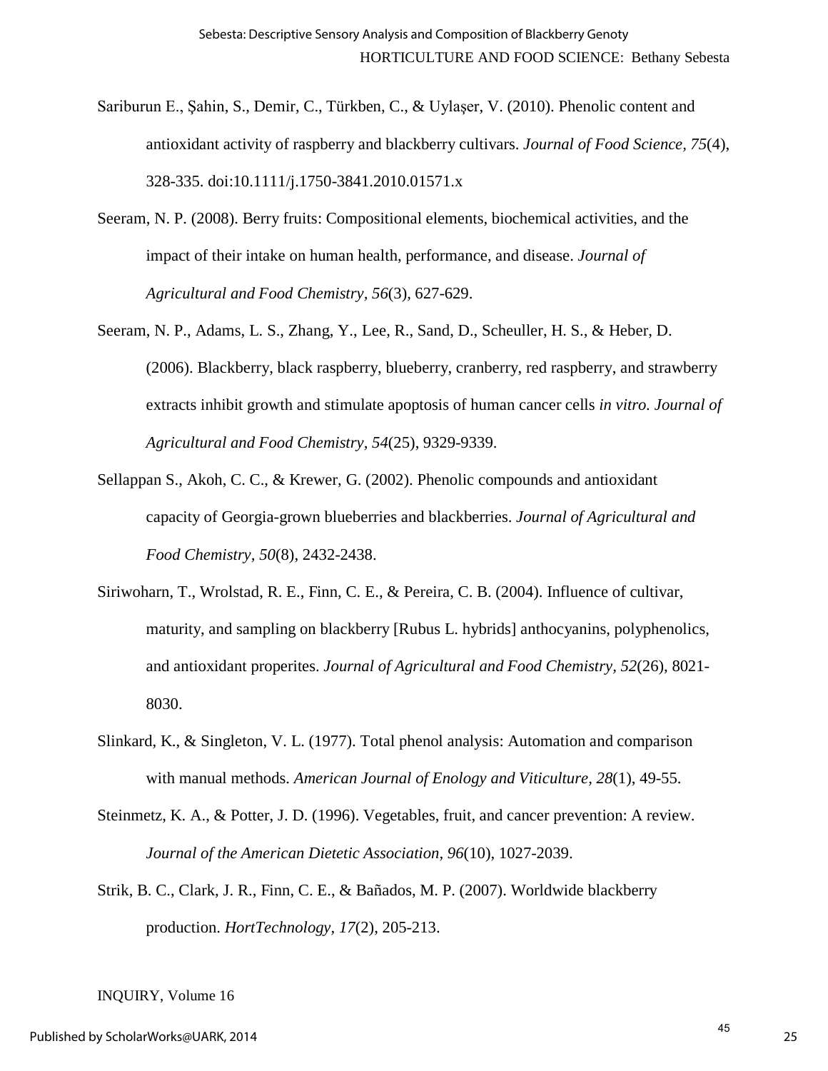Sariburun E., Şahin, S., Demir, C., Türkben, C., & Uylaşer, V. (2010). Phenolic content and antioxidant activity of raspberry and blackberry cultivars. *Journal of Food Science, 75*(4), 328-335. doi:10.1111/j.1750-3841.2010.01571.x

Seeram, N. P. (2008). Berry fruits: Compositional elements, biochemical activities, and the impact of their intake on human health, performance, and disease. *Journal of Agricultural and Food Chemistry, 56*(3), 627-629.

Seeram, N. P., Adams, L. S., Zhang, Y., Lee, R., Sand, D., Scheuller, H. S., & Heber, D. (2006). Blackberry, black raspberry, blueberry, cranberry, red raspberry, and strawberry extracts inhibit growth and stimulate apoptosis of human cancer cells *in vitro. Journal of Agricultural and Food Chemistry*, *54*(25), 9329-9339.

Sellappan S., Akoh, C. C., & Krewer, G. (2002). Phenolic compounds and antioxidant capacity of Georgia-grown blueberries and blackberries. *Journal of Agricultural and Food Chemistry*, *50*(8), 2432-2438.

Siriwoharn, T., Wrolstad, R. E., Finn, C. E., & Pereira, C. B. (2004). Influence of cultivar, maturity, and sampling on blackberry [Rubus L. hybrids] anthocyanins, polyphenolics, and antioxidant properites. *Journal of Agricultural and Food Chemistry, 52*(26), 8021-8030.

Slinkard, K., & Singleton, V. L. (1977). Total phenol analysis: Automation and comparison with manual methods. *American Journal of Enology and Viticulture, 28*(1), 49-55.

Steinmetz, K. A., & Potter, J. D. (1996). Vegetables, fruit, and cancer prevention: A review. *Journal of the American Dietetic Association*, *96*(10), 1027-2039.

Strik, B. C., Clark, J. R., Finn, C. E., & Bañados, M. P. (2007). Worldwide blackberry production. *HortTechnology, 17*(2), 205-213.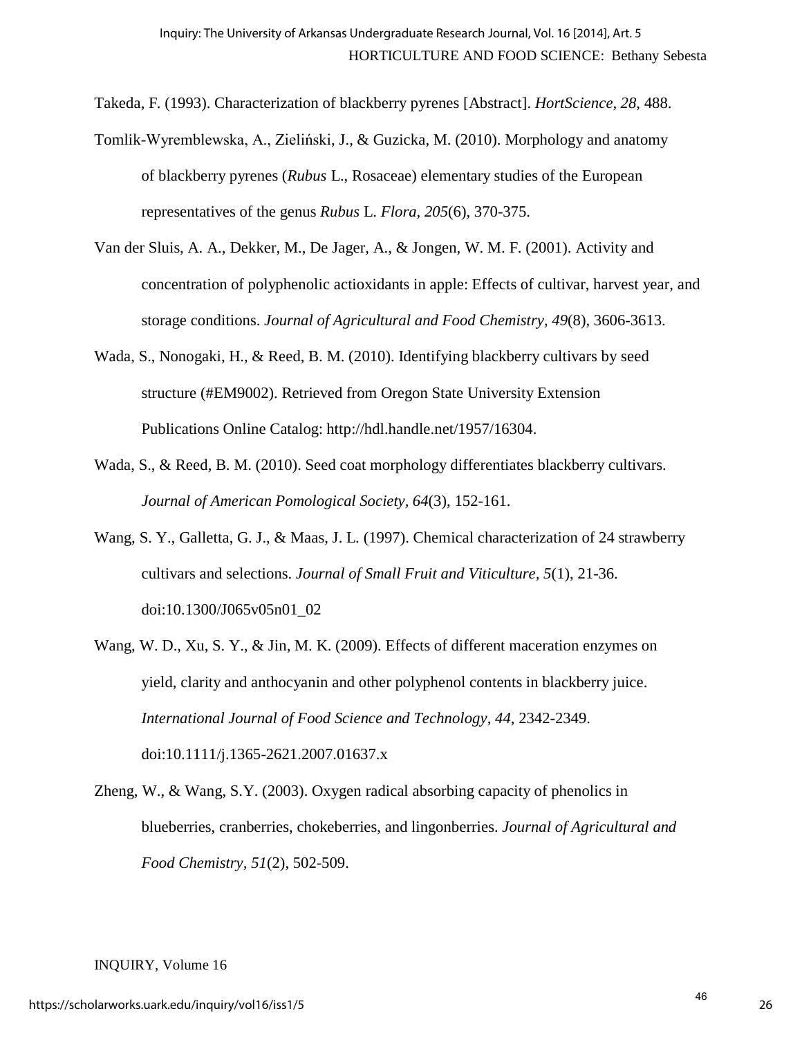Takeda, F. (1993). Characterization of blackberry pyrenes [Abstract]. *HortScience, 28*, 488.

Tomlik-Wyremblewska, A., Zieliński, J., & Guzicka, M. (2010). Morphology and anatomy of blackberry pyrenes (*Rubus* L., Rosaceae) elementary studies of the European representatives of the genus *Rubus* L. *Flora, 205*(6), 370-375.

Van der Sluis, A. A., Dekker, M., De Jager, A., & Jongen, W. M. F. (2001). Activity and concentration of polyphenolic actioxidants in apple: Effects of cultivar, harvest year, and storage conditions. *Journal of Agricultural and Food Chemistry, 49*(8), 3606-3613.

Wada, S., Nonogaki, H., & Reed, B. M. (2010). Identifying blackberry cultivars by seed structure (#EM9002). Retrieved from Oregon State University Extension Publications Online Catalog: http://hdl.handle.net/1957/16304.

Wada, S., & Reed, B. M. (2010). Seed coat morphology differentiates blackberry cultivars. *Journal of American Pomological Society, 64*(3), 152-161.

Wang, S. Y., Galletta, G. J., & Maas, J. L. (1997). Chemical characterization of 24 strawberry cultivars and selections. *Journal of Small Fruit and Viticulture, 5*(1), 21-36. doi:10.1300/J065v05n01_02

Wang, W. D., Xu, S. Y., & Jin, M. K. (2009). Effects of different maceration enzymes on yield, clarity and anthocyanin and other polyphenol contents in blackberry juice. *International Journal of Food Science and Technology, 44*, 2342-2349. doi:10.1111/j.1365-2621.2007.01637.x

Zheng, W., & Wang, S.Y. (2003). Oxygen radical absorbing capacity of phenolics in blueberries, cranberries, chokeberries, and lingonberries. *Journal of Agricultural and Food Chemistry, 51*(2), 502-509.